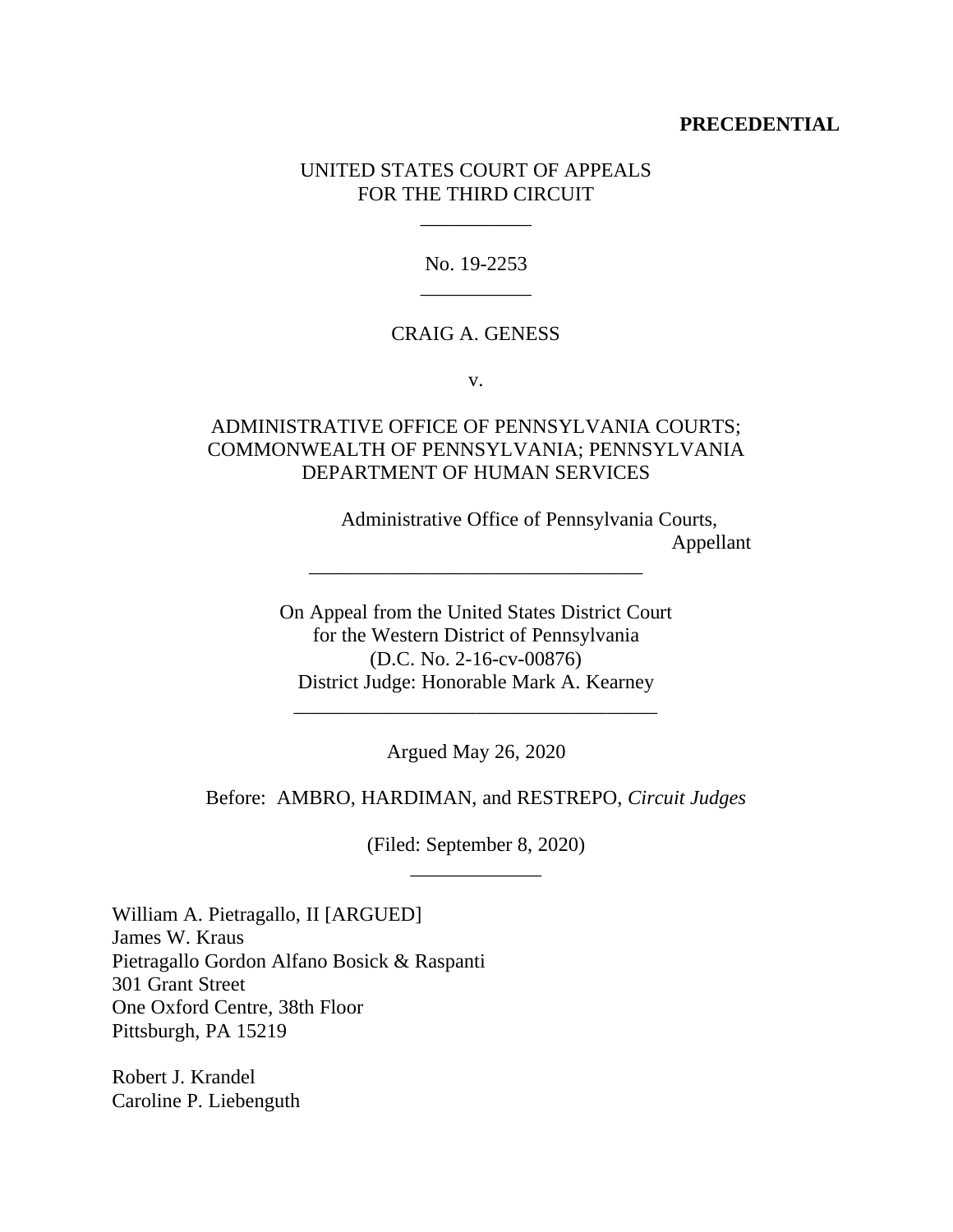**PRECEDENTIAL**

UNITED STATES COURT OF APPEALS
FOR THE THIRD CIRCUIT

\_\_\_\_\_\_\_\_\_\_\_

No. 19-2253

\_\_\_\_\_\_\_\_\_\_\_

CRAIG A. GENESS

v.

ADMINISTRATIVE OFFICE OF PENNSYLVANIA COURTS; COMMONWEALTH OF PENNSYLVANIA; PENNSYLVANIA DEPARTMENT OF HUMAN SERVICES

Administrative Office of Pennsylvania Courts,
Appellant

\_\_\_\_\_\_\_\_\_\_\_\_\_\_\_\_\_\_\_\_\_\_\_\_\_\_\_\_\_\_\_\_\_\_

On Appeal from the United States District Court
for the Western District of Pennsylvania
(D.C. No. 2-16-cv-00876)
District Judge: Honorable Mark A. Kearney

\_\_\_\_\_\_\_\_\_\_\_\_\_\_\_\_\_\_\_\_\_\_\_\_\_\_\_\_\_\_\_\_\_\_\_\_

Argued May 26, 2020

Before: AMBRO, HARDIMAN, and RESTREPO, *Circuit Judges*

(Filed: September 8, 2020)

\_\_\_\_\_\_\_\_\_\_\_\_\_

William A. Pietragallo, II [ARGUED]
James W. Kraus
Pietragallo Gordon Alfano Bosick & Raspanti
301 Grant Street
One Oxford Centre, 38th Floor
Pittsburgh, PA 15219

Robert J. Krandel
Caroline P. Liebenguth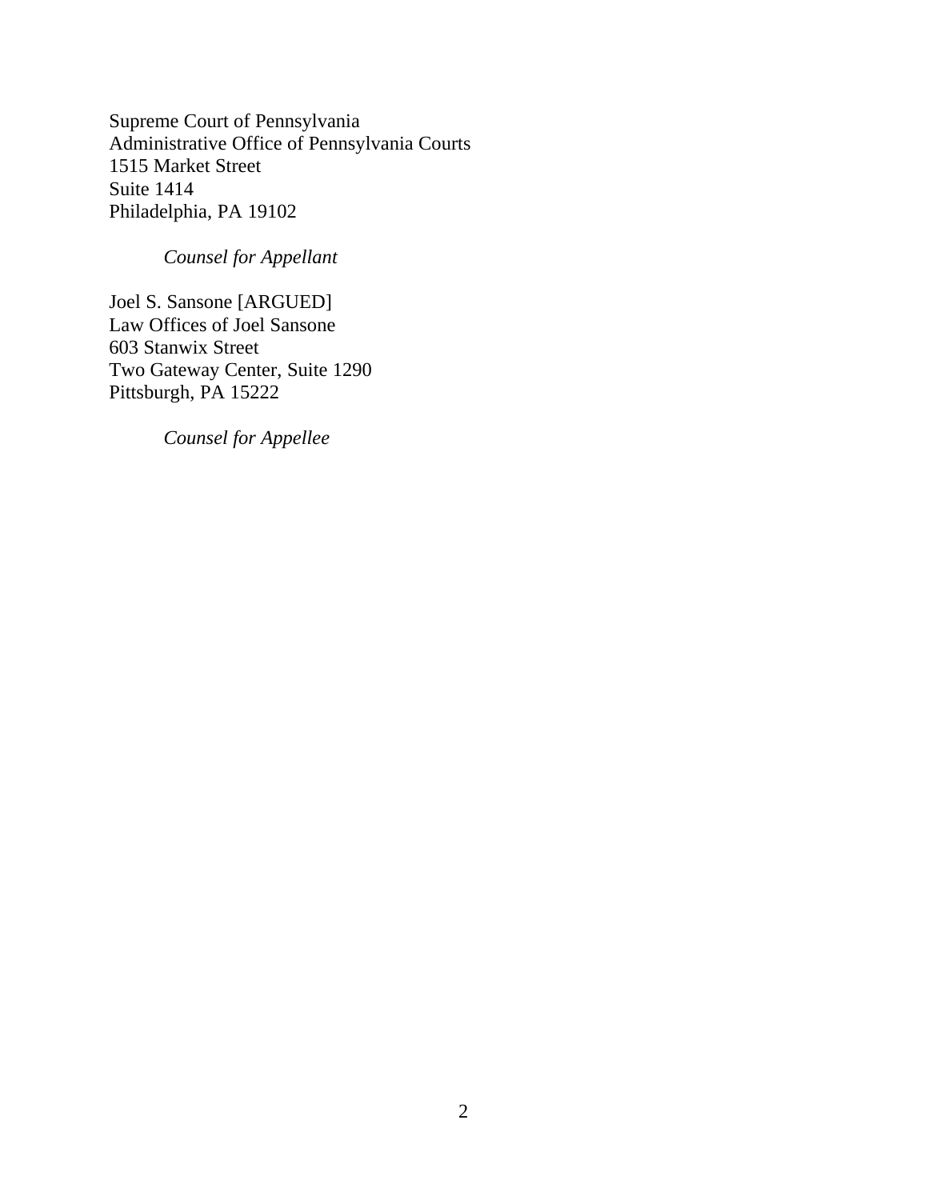Supreme Court of Pennsylvania
Administrative Office of Pennsylvania Courts
1515 Market Street
Suite 1414
Philadelphia, PA 19102

*Counsel for Appellant*

Joel S. Sansone [ARGUED]
Law Offices of Joel Sansone
603 Stanwix Street
Two Gateway Center, Suite 1290
Pittsburgh, PA 15222

*Counsel for Appellee*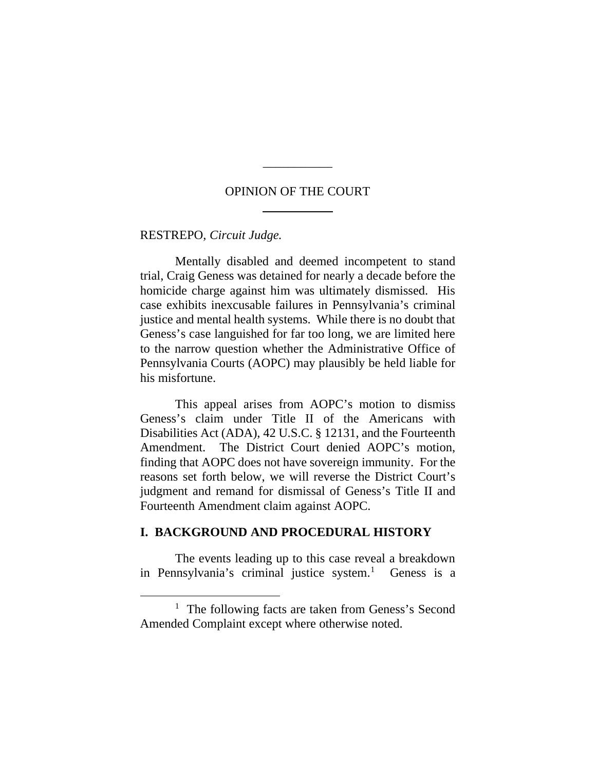## OPINION OF THE COURT

RESTREPO, *Circuit Judge.*

Mentally disabled and deemed incompetent to stand trial, Craig Geness was detained for nearly a decade before the homicide charge against him was ultimately dismissed. His case exhibits inexcusable failures in Pennsylvania's criminal justice and mental health systems. While there is no doubt that Geness's case languished for far too long, we are limited here to the narrow question whether the Administrative Office of Pennsylvania Courts (AOPC) may plausibly be held liable for his misfortune.

This appeal arises from AOPC's motion to dismiss Geness's claim under Title II of the Americans with Disabilities Act (ADA), 42 U.S.C. § 12131, and the Fourteenth Amendment. The District Court denied AOPC's motion, finding that AOPC does not have sovereign immunity. For the reasons set forth below, we will reverse the District Court's judgment and remand for dismissal of Geness's Title II and Fourteenth Amendment claim against AOPC.

## I. BACKGROUND AND PROCEDURAL HISTORY

The events leading up to this case reveal a breakdown in Pennsylvania's criminal justice system.[1] Geness is a

[1] The following facts are taken from Geness's Second Amended Complaint except where otherwise noted.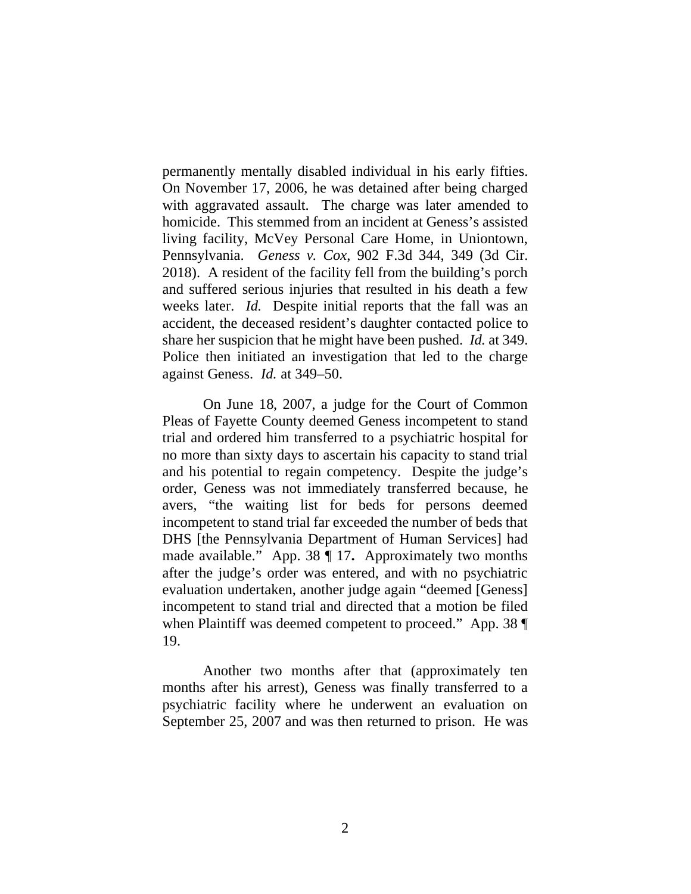permanently mentally disabled individual in his early fifties. On November 17, 2006, he was detained after being charged with aggravated assault. The charge was later amended to homicide. This stemmed from an incident at Geness's assisted living facility, McVey Personal Care Home, in Uniontown, Pennsylvania. *Geness v. Cox*, 902 F.3d 344, 349 (3d Cir. 2018). A resident of the facility fell from the building's porch and suffered serious injuries that resulted in his death a few weeks later. *Id.* Despite initial reports that the fall was an accident, the deceased resident's daughter contacted police to share her suspicion that he might have been pushed. *Id.* at 349. Police then initiated an investigation that led to the charge against Geness. *Id.* at 349–50.

On June 18, 2007, a judge for the Court of Common Pleas of Fayette County deemed Geness incompetent to stand trial and ordered him transferred to a psychiatric hospital for no more than sixty days to ascertain his capacity to stand trial and his potential to regain competency. Despite the judge's order, Geness was not immediately transferred because, he avers, "the waiting list for beds for persons deemed incompetent to stand trial far exceeded the number of beds that DHS [the Pennsylvania Department of Human Services] had made available." App. 38 ¶ 17**.** Approximately two months after the judge's order was entered, and with no psychiatric evaluation undertaken, another judge again "deemed [Geness] incompetent to stand trial and directed that a motion be filed when Plaintiff was deemed competent to proceed." App. 38 ¶ 19.

Another two months after that (approximately ten months after his arrest), Geness was finally transferred to a psychiatric facility where he underwent an evaluation on September 25, 2007 and was then returned to prison. He was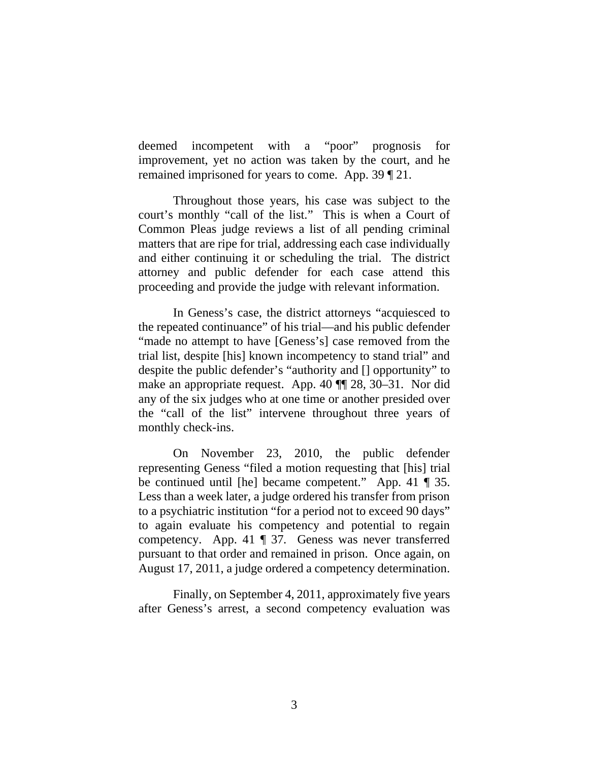deemed incompetent with a "poor" prognosis for improvement, yet no action was taken by the court, and he remained imprisoned for years to come. App. 39 ¶ 21.

Throughout those years, his case was subject to the court's monthly "call of the list." This is when a Court of Common Pleas judge reviews a list of all pending criminal matters that are ripe for trial, addressing each case individually and either continuing it or scheduling the trial. The district attorney and public defender for each case attend this proceeding and provide the judge with relevant information.

In Geness's case, the district attorneys "acquiesced to the repeated continuance" of his trial—and his public defender "made no attempt to have [Geness's] case removed from the trial list, despite [his] known incompetency to stand trial" and despite the public defender's "authority and [] opportunity" to make an appropriate request. App. 40 ¶¶ 28, 30–31. Nor did any of the six judges who at one time or another presided over the "call of the list" intervene throughout three years of monthly check-ins.

On November 23, 2010, the public defender representing Geness "filed a motion requesting that [his] trial be continued until [he] became competent." App. 41 ¶ 35. Less than a week later, a judge ordered his transfer from prison to a psychiatric institution "for a period not to exceed 90 days" to again evaluate his competency and potential to regain competency. App. 41 ¶ 37. Geness was never transferred pursuant to that order and remained in prison. Once again, on August 17, 2011, a judge ordered a competency determination.

Finally, on September 4, 2011, approximately five years after Geness's arrest, a second competency evaluation was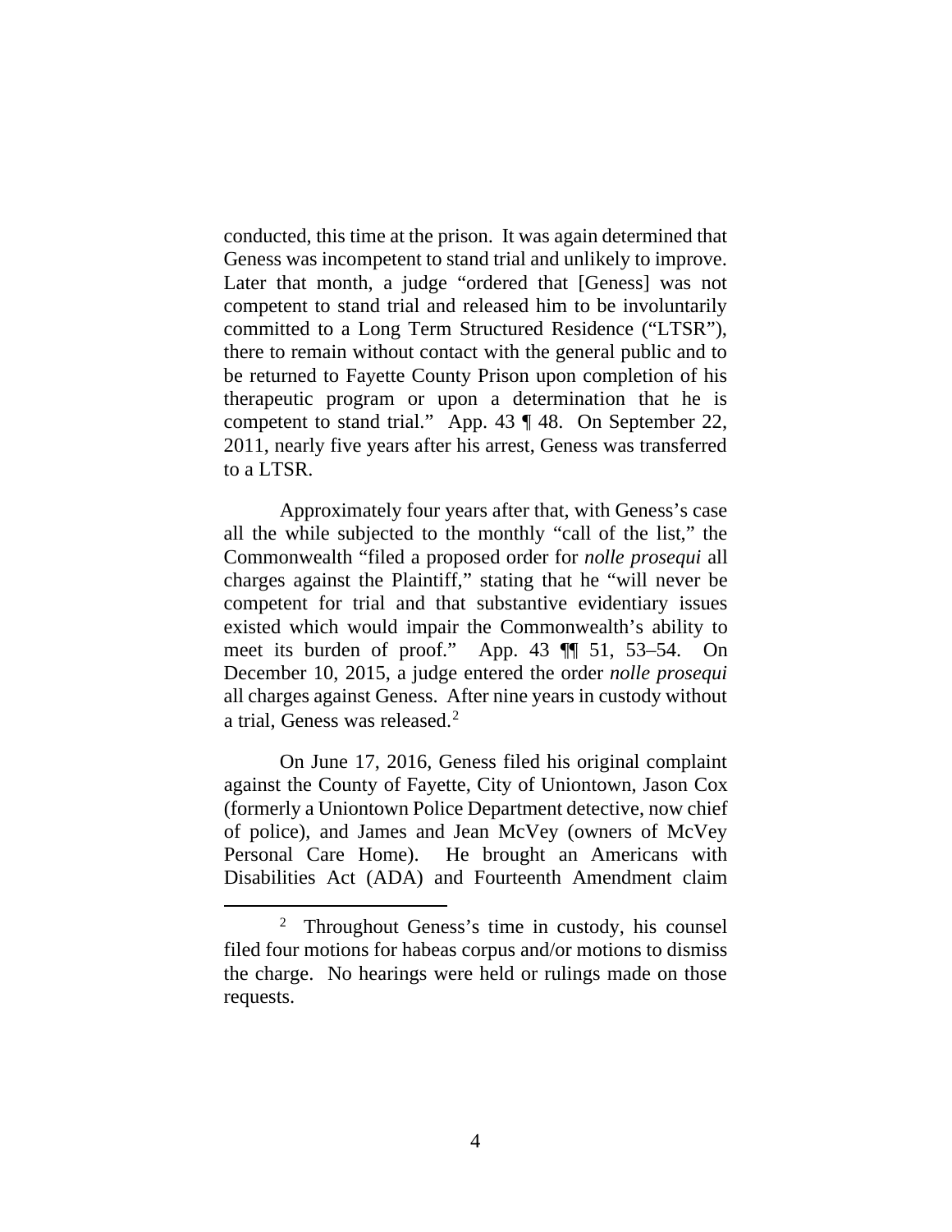conducted, this time at the prison. It was again determined that Geness was incompetent to stand trial and unlikely to improve. Later that month, a judge "ordered that [Geness] was not competent to stand trial and released him to be involuntarily committed to a Long Term Structured Residence ("LTSR"), there to remain without contact with the general public and to be returned to Fayette County Prison upon completion of his therapeutic program or upon a determination that he is competent to stand trial." App. 43 ¶ 48. On September 22, 2011, nearly five years after his arrest, Geness was transferred to a LTSR.

Approximately four years after that, with Geness's case all the while subjected to the monthly "call of the list," the Commonwealth "filed a proposed order for *nolle prosequi* all charges against the Plaintiff," stating that he "will never be competent for trial and that substantive evidentiary issues existed which would impair the Commonwealth's ability to meet its burden of proof." App. 43 ¶¶ 51, 53–54. On December 10, 2015, a judge entered the order *nolle prosequi* all charges against Geness. After nine years in custody without a trial, Geness was released.[2]

On June 17, 2016, Geness filed his original complaint against the County of Fayette, City of Uniontown, Jason Cox (formerly a Uniontown Police Department detective, now chief of police), and James and Jean McVey (owners of McVey Personal Care Home). He brought an Americans with Disabilities Act (ADA) and Fourteenth Amendment claim

[2] Throughout Geness's time in custody, his counsel filed four motions for habeas corpus and/or motions to dismiss the charge. No hearings were held or rulings made on those requests.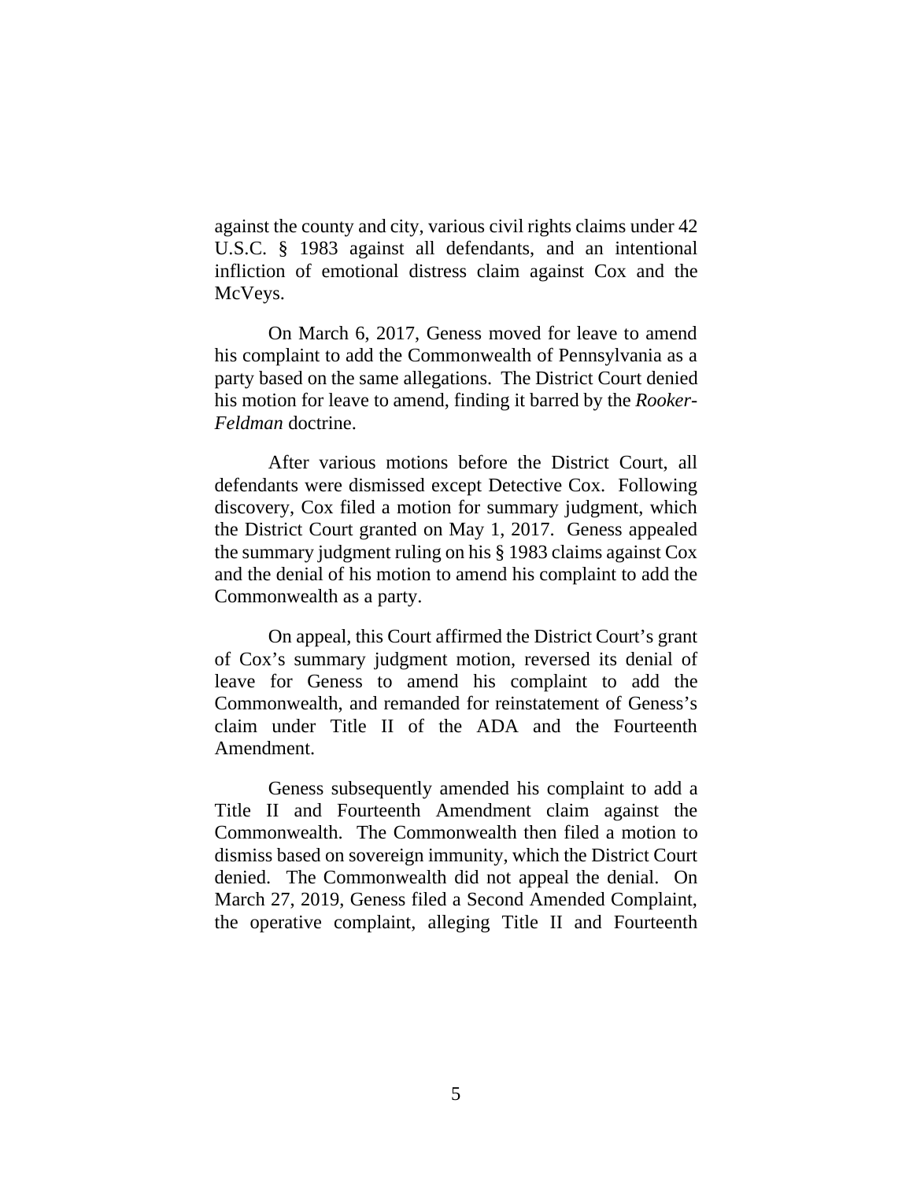against the county and city, various civil rights claims under 42 U.S.C. § 1983 against all defendants, and an intentional infliction of emotional distress claim against Cox and the McVeys.

On March 6, 2017, Geness moved for leave to amend his complaint to add the Commonwealth of Pennsylvania as a party based on the same allegations. The District Court denied his motion for leave to amend, finding it barred by the *Rooker-Feldman* doctrine.

After various motions before the District Court, all defendants were dismissed except Detective Cox. Following discovery, Cox filed a motion for summary judgment, which the District Court granted on May 1, 2017. Geness appealed the summary judgment ruling on his § 1983 claims against Cox and the denial of his motion to amend his complaint to add the Commonwealth as a party.

On appeal, this Court affirmed the District Court's grant of Cox's summary judgment motion, reversed its denial of leave for Geness to amend his complaint to add the Commonwealth, and remanded for reinstatement of Geness's claim under Title II of the ADA and the Fourteenth Amendment.

Geness subsequently amended his complaint to add a Title II and Fourteenth Amendment claim against the Commonwealth. The Commonwealth then filed a motion to dismiss based on sovereign immunity, which the District Court denied. The Commonwealth did not appeal the denial. On March 27, 2019, Geness filed a Second Amended Complaint, the operative complaint, alleging Title II and Fourteenth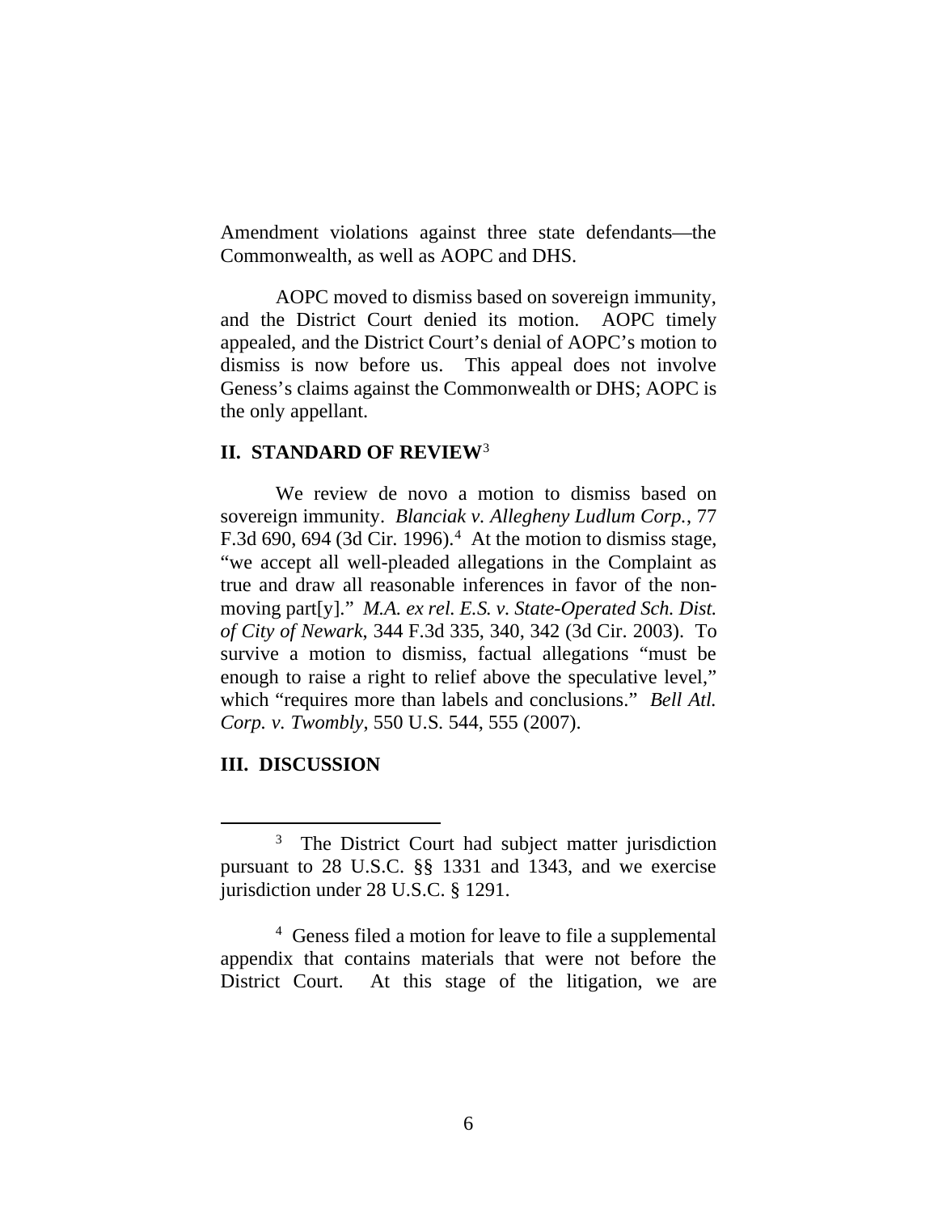Amendment violations against three state defendants—the Commonwealth, as well as AOPC and DHS.

AOPC moved to dismiss based on sovereign immunity, and the District Court denied its motion. AOPC timely appealed, and the District Court's denial of AOPC's motion to dismiss is now before us. This appeal does not involve Geness's claims against the Commonwealth or DHS; AOPC is the only appellant.

## II. STANDARD OF REVIEW[3]

We review de novo a motion to dismiss based on sovereign immunity. *Blanciak v. Allegheny Ludlum Corp.*, 77 F.3d 690, 694 (3d Cir. 1996).[4] At the motion to dismiss stage, "we accept all well-pleaded allegations in the Complaint as true and draw all reasonable inferences in favor of the non-moving part[y]." *M.A. ex rel. E.S. v. State-Operated Sch. Dist. of City of Newark*, 344 F.3d 335, 340, 342 (3d Cir. 2003). To survive a motion to dismiss, factual allegations "must be enough to raise a right to relief above the speculative level," which "requires more than labels and conclusions." *Bell Atl. Corp. v. Twombly*, 550 U.S. 544, 555 (2007).

## III. DISCUSSION

---

[3] The District Court had subject matter jurisdiction pursuant to 28 U.S.C. §§ 1331 and 1343, and we exercise jurisdiction under 28 U.S.C. § 1291.

[4] Geness filed a motion for leave to file a supplemental appendix that contains materials that were not before the District Court. At this stage of the litigation, we are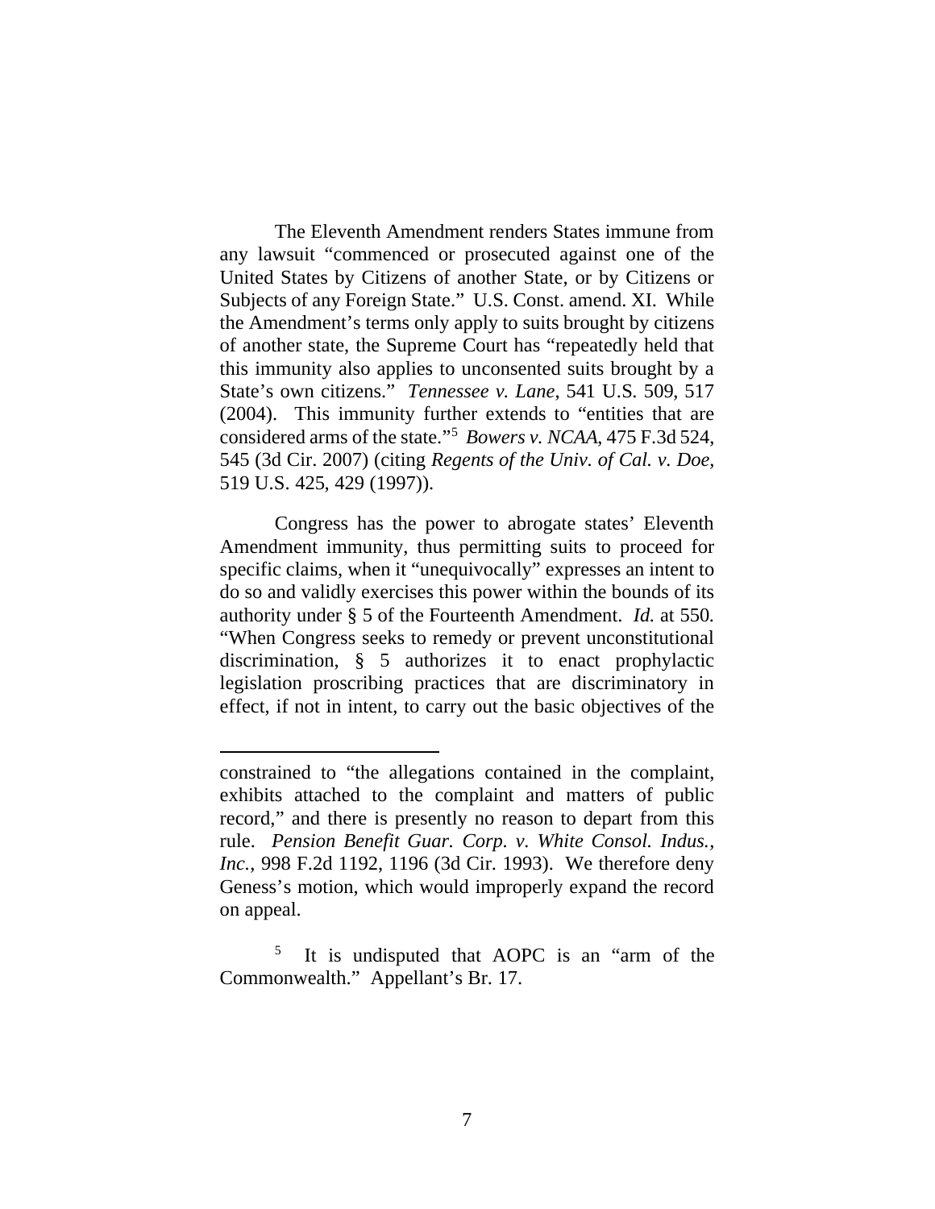The Eleventh Amendment renders States immune from any lawsuit "commenced or prosecuted against one of the United States by Citizens of another State, or by Citizens or Subjects of any Foreign State." U.S. Const. amend. XI. While the Amendment's terms only apply to suits brought by citizens of another state, the Supreme Court has "repeatedly held that this immunity also applies to unconsented suits brought by a State's own citizens." *Tennessee v. Lane*, 541 U.S. 509, 517 (2004). This immunity further extends to "entities that are considered arms of the state."[5] *Bowers v. NCAA*, 475 F.3d 524, 545 (3d Cir. 2007) (citing *Regents of the Univ. of Cal. v. Doe*, 519 U.S. 425, 429 (1997)).

Congress has the power to abrogate states' Eleventh Amendment immunity, thus permitting suits to proceed for specific claims, when it "unequivocally" expresses an intent to do so and validly exercises this power within the bounds of its authority under § 5 of the Fourteenth Amendment. *Id.* at 550. "When Congress seeks to remedy or prevent unconstitutional discrimination, § 5 authorizes it to enact prophylactic legislation proscribing practices that are discriminatory in effect, if not in intent, to carry out the basic objectives of the

---

constrained to "the allegations contained in the complaint, exhibits attached to the complaint and matters of public record," and there is presently no reason to depart from this rule. *Pension Benefit Guar. Corp. v. White Consol. Indus., Inc.*, 998 F.2d 1192, 1196 (3d Cir. 1993). We therefore deny Geness's motion, which would improperly expand the record on appeal.

[5] It is undisputed that AOPC is an "arm of the Commonwealth." Appellant's Br. 17.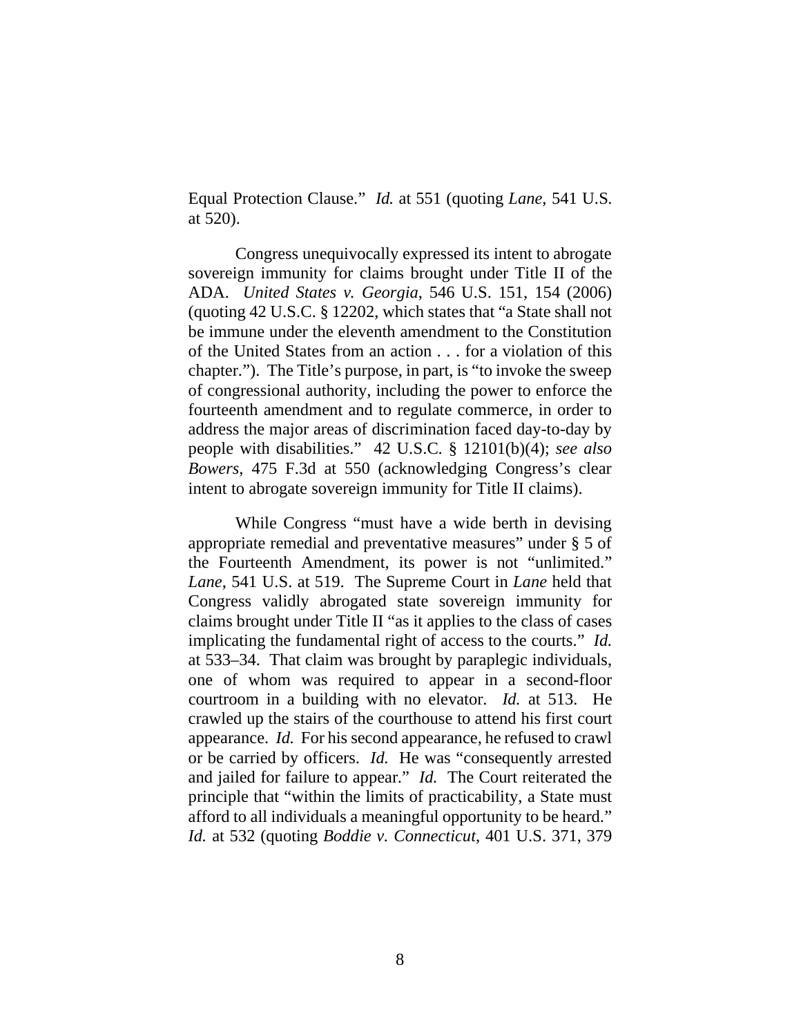Equal Protection Clause." *Id.* at 551 (quoting *Lane*, 541 U.S. at 520).

Congress unequivocally expressed its intent to abrogate sovereign immunity for claims brought under Title II of the ADA. *United States v. Georgia*, 546 U.S. 151, 154 (2006) (quoting 42 U.S.C. § 12202, which states that "a State shall not be immune under the eleventh amendment to the Constitution of the United States from an action . . . for a violation of this chapter."). The Title's purpose, in part, is "to invoke the sweep of congressional authority, including the power to enforce the fourteenth amendment and to regulate commerce, in order to address the major areas of discrimination faced day-to-day by people with disabilities." 42 U.S.C. § 12101(b)(4); *see also Bowers*, 475 F.3d at 550 (acknowledging Congress's clear intent to abrogate sovereign immunity for Title II claims).

While Congress "must have a wide berth in devising appropriate remedial and preventative measures" under § 5 of the Fourteenth Amendment, its power is not "unlimited." *Lane*, 541 U.S. at 519. The Supreme Court in *Lane* held that Congress validly abrogated state sovereign immunity for claims brought under Title II "as it applies to the class of cases implicating the fundamental right of access to the courts." *Id.* at 533–34. That claim was brought by paraplegic individuals, one of whom was required to appear in a second-floor courtroom in a building with no elevator. *Id.* at 513. He crawled up the stairs of the courthouse to attend his first court appearance. *Id.* For his second appearance, he refused to crawl or be carried by officers. *Id.* He was "consequently arrested and jailed for failure to appear." *Id.* The Court reiterated the principle that "within the limits of practicability, a State must afford to all individuals a meaningful opportunity to be heard." *Id.* at 532 (quoting *Boddie v. Connecticut*, 401 U.S. 371, 379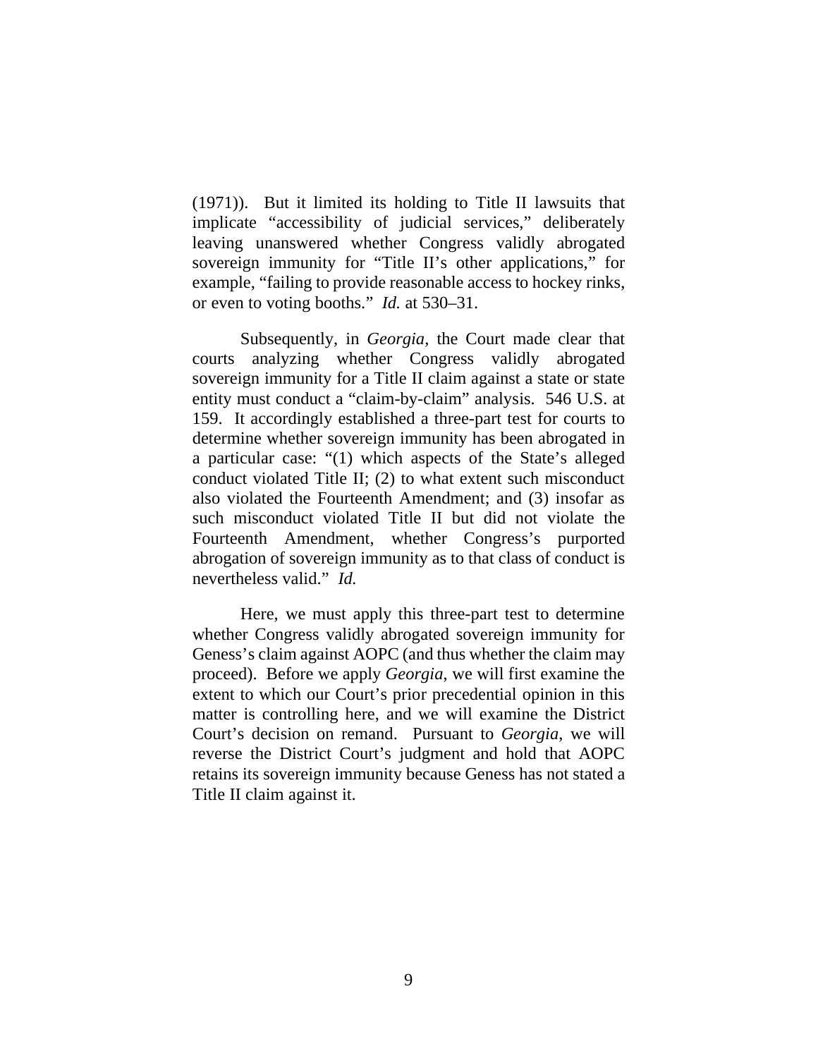(1971)). But it limited its holding to Title II lawsuits that implicate "accessibility of judicial services," deliberately leaving unanswered whether Congress validly abrogated sovereign immunity for "Title II's other applications," for example, "failing to provide reasonable access to hockey rinks, or even to voting booths." *Id.* at 530–31.

Subsequently, in *Georgia*, the Court made clear that courts analyzing whether Congress validly abrogated sovereign immunity for a Title II claim against a state or state entity must conduct a "claim-by-claim" analysis. 546 U.S. at 159. It accordingly established a three-part test for courts to determine whether sovereign immunity has been abrogated in a particular case: "(1) which aspects of the State's alleged conduct violated Title II; (2) to what extent such misconduct also violated the Fourteenth Amendment; and (3) insofar as such misconduct violated Title II but did not violate the Fourteenth Amendment, whether Congress's purported abrogation of sovereign immunity as to that class of conduct is nevertheless valid." *Id.*

Here, we must apply this three-part test to determine whether Congress validly abrogated sovereign immunity for Geness's claim against AOPC (and thus whether the claim may proceed). Before we apply *Georgia*, we will first examine the extent to which our Court's prior precedential opinion in this matter is controlling here, and we will examine the District Court's decision on remand. Pursuant to *Georgia*, we will reverse the District Court's judgment and hold that AOPC retains its sovereign immunity because Geness has not stated a Title II claim against it.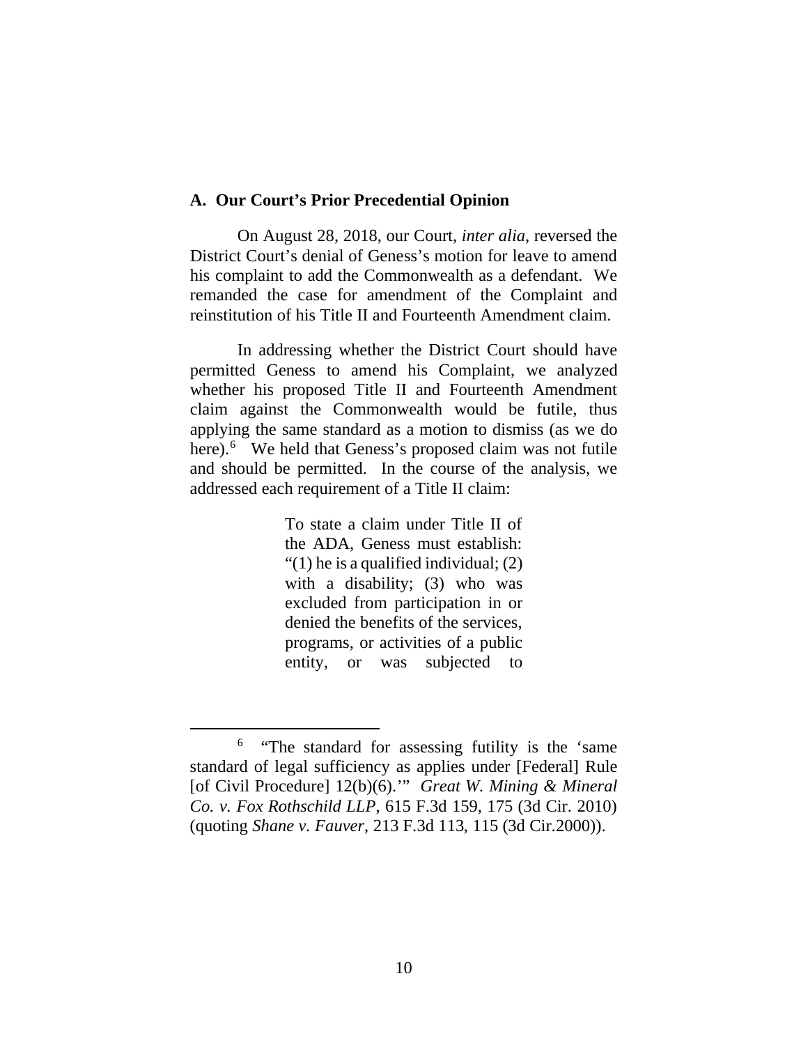### A. Our Court's Prior Precedential Opinion

On August 28, 2018, our Court, *inter alia*, reversed the District Court's denial of Geness's motion for leave to amend his complaint to add the Commonwealth as a defendant. We remanded the case for amendment of the Complaint and reinstitution of his Title II and Fourteenth Amendment claim.

In addressing whether the District Court should have permitted Geness to amend his Complaint, we analyzed whether his proposed Title II and Fourteenth Amendment claim against the Commonwealth would be futile, thus applying the same standard as a motion to dismiss (as we do here).[6] We held that Geness's proposed claim was not futile and should be permitted. In the course of the analysis, we addressed each requirement of a Title II claim:

> To state a claim under Title II of the ADA, Geness must establish: "(1) he is a qualified individual; (2) with a disability; (3) who was excluded from participation in or denied the benefits of the services, programs, or activities of a public entity, or was subjected to

[6] "The standard for assessing futility is the 'same standard of legal sufficiency as applies under [Federal] Rule [of Civil Procedure] 12(b)(6).'" *Great W. Mining & Mineral Co. v. Fox Rothschild LLP*, 615 F.3d 159, 175 (3d Cir. 2010) (quoting *Shane v. Fauver*, 213 F.3d 113, 115 (3d Cir.2000)).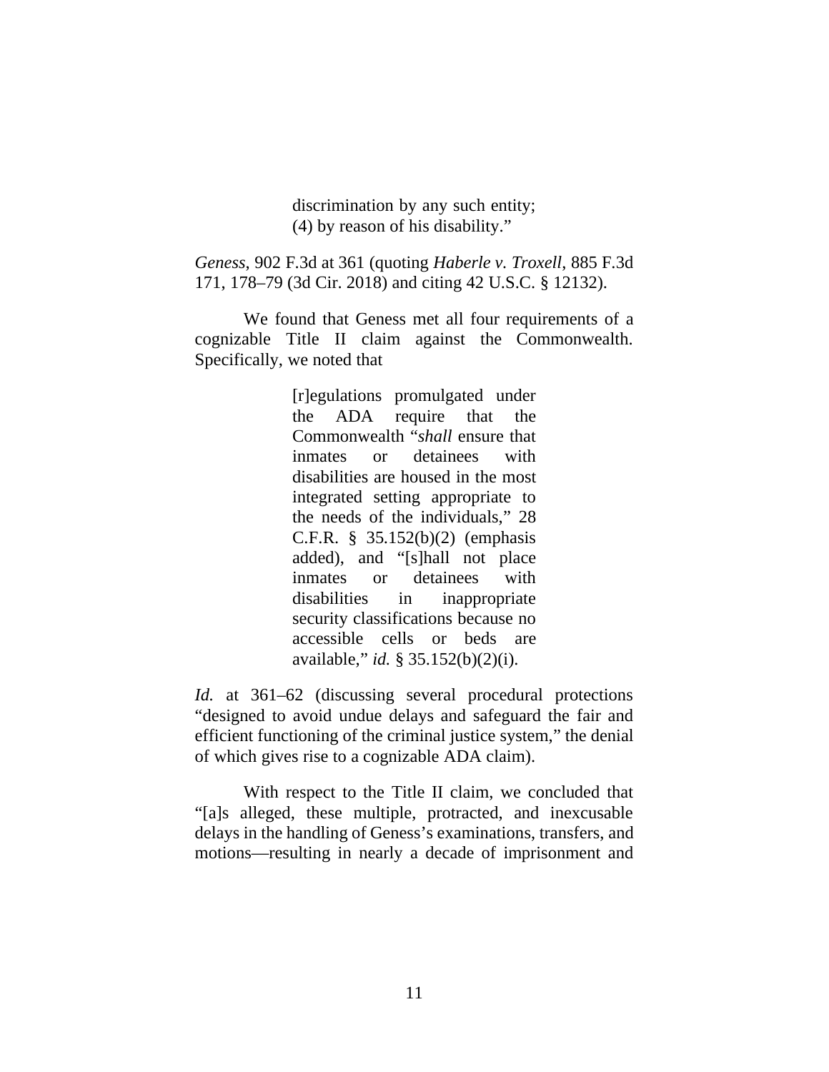> discrimination by any such entity; (4) by reason of his disability."

*Geness*, 902 F.3d at 361 (quoting *Haberle v. Troxell*, 885 F.3d 171, 178–79 (3d Cir. 2018) and citing 42 U.S.C. § 12132).

We found that Geness met all four requirements of a cognizable Title II claim against the Commonwealth. Specifically, we noted that

> [r]egulations promulgated under the ADA require that the Commonwealth "*shall* ensure that inmates or detainees with disabilities are housed in the most integrated setting appropriate to the needs of the individuals," 28 C.F.R. § 35.152(b)(2) (emphasis added), and "[s]hall not place inmates or detainees with disabilities in inappropriate security classifications because no accessible cells or beds are available," *id.* § 35.152(b)(2)(i).

*Id.* at 361–62 (discussing several procedural protections "designed to avoid undue delays and safeguard the fair and efficient functioning of the criminal justice system," the denial of which gives rise to a cognizable ADA claim).

With respect to the Title II claim, we concluded that "[a]s alleged, these multiple, protracted, and inexcusable delays in the handling of Geness's examinations, transfers, and motions—resulting in nearly a decade of imprisonment and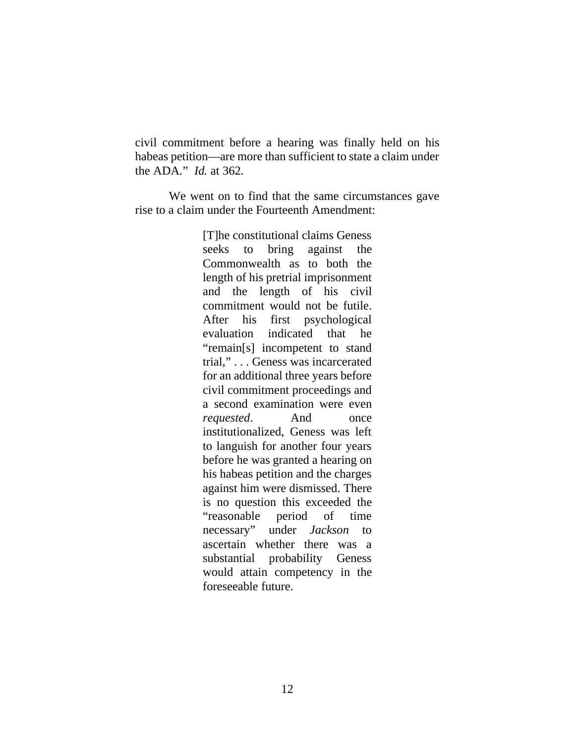civil commitment before a hearing was finally held on his habeas petition—are more than sufficient to state a claim under the ADA." *Id.* at 362.

We went on to find that the same circumstances gave rise to a claim under the Fourteenth Amendment:

> [T]he constitutional claims Geness seeks to bring against the Commonwealth as to both the length of his pretrial imprisonment and the length of his civil commitment would not be futile. After his first psychological evaluation indicated that he "remain[s] incompetent to stand trial," . . . Geness was incarcerated for an additional three years before civil commitment proceedings and a second examination were even *requested*. And once institutionalized, Geness was left to languish for another four years before he was granted a hearing on his habeas petition and the charges against him were dismissed. There is no question this exceeded the "reasonable period of time necessary" under *Jackson* to ascertain whether there was a substantial probability Geness would attain competency in the foreseeable future.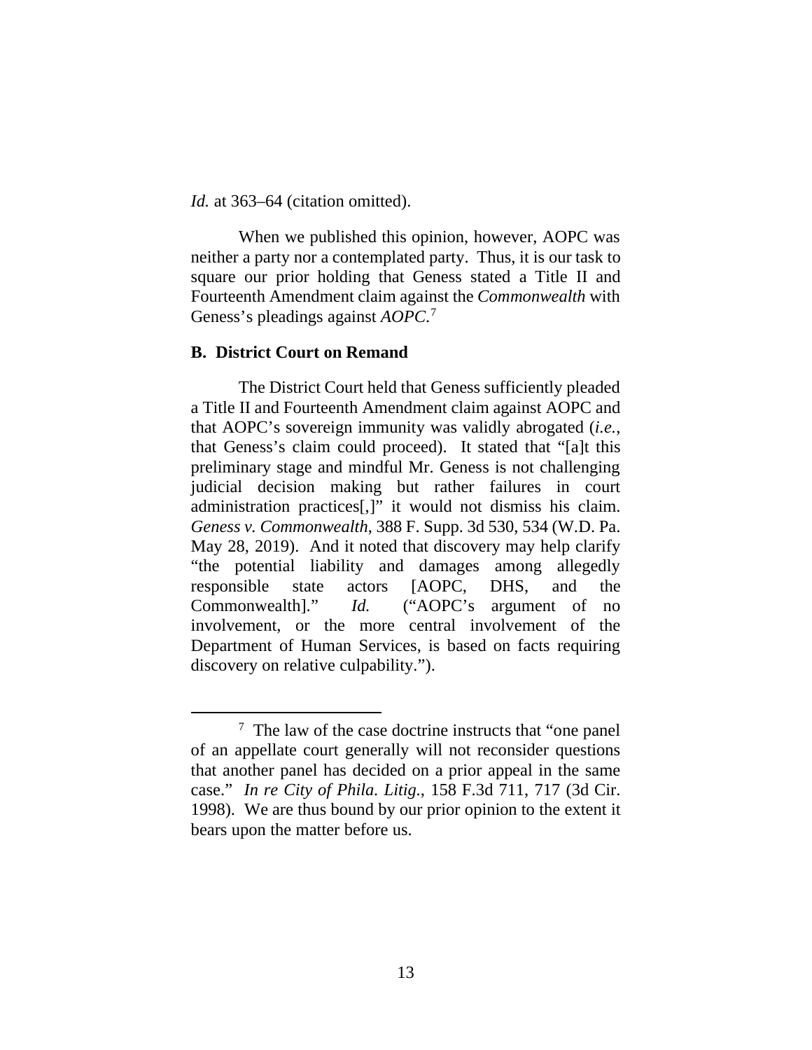*Id.* at 363–64 (citation omitted).

When we published this opinion, however, AOPC was neither a party nor a contemplated party. Thus, it is our task to square our prior holding that Geness stated a Title II and Fourteenth Amendment claim against the *Commonwealth* with Geness's pleadings against *AOPC*.[7]

## B. District Court on Remand

The District Court held that Geness sufficiently pleaded a Title II and Fourteenth Amendment claim against AOPC and that AOPC's sovereign immunity was validly abrogated (*i.e.*, that Geness's claim could proceed). It stated that "[a]t this preliminary stage and mindful Mr. Geness is not challenging judicial decision making but rather failures in court administration practices[,]" it would not dismiss his claim. *Geness v. Commonwealth*, 388 F. Supp. 3d 530, 534 (W.D. Pa. May 28, 2019). And it noted that discovery may help clarify "the potential liability and damages among allegedly responsible state actors [AOPC, DHS, and the Commonwealth]." *Id.* ("AOPC's argument of no involvement, or the more central involvement of the Department of Human Services, is based on facts requiring discovery on relative culpability.").

[7] The law of the case doctrine instructs that "one panel of an appellate court generally will not reconsider questions that another panel has decided on a prior appeal in the same case." *In re City of Phila. Litig.*, 158 F.3d 711, 717 (3d Cir. 1998). We are thus bound by our prior opinion to the extent it bears upon the matter before us.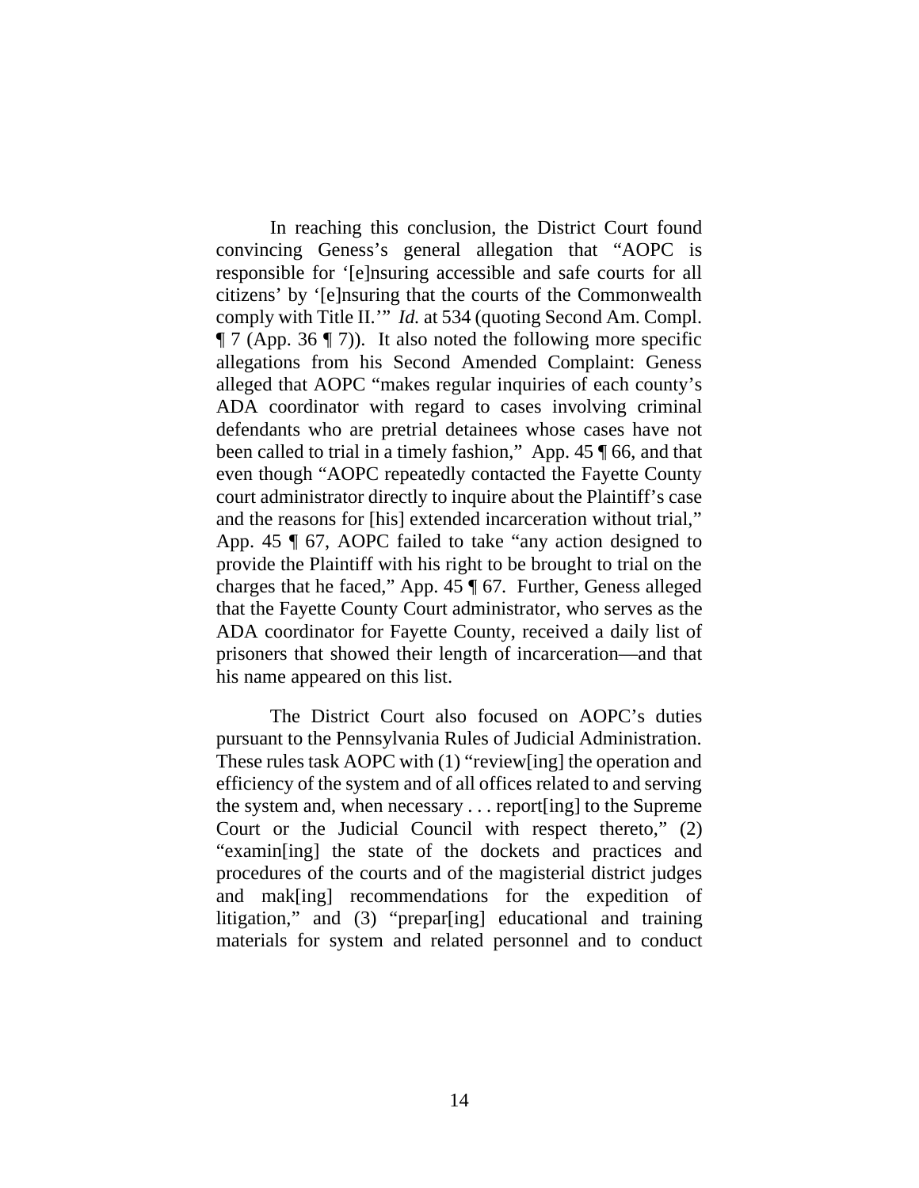In reaching this conclusion, the District Court found convincing Geness's general allegation that "AOPC is responsible for '[e]nsuring accessible and safe courts for all citizens' by '[e]nsuring that the courts of the Commonwealth comply with Title II.'" *Id.* at 534 (quoting Second Am. Compl. ¶ 7 (App. 36 ¶ 7)). It also noted the following more specific allegations from his Second Amended Complaint: Geness alleged that AOPC "makes regular inquiries of each county's ADA coordinator with regard to cases involving criminal defendants who are pretrial detainees whose cases have not been called to trial in a timely fashion," App. 45 ¶ 66, and that even though "AOPC repeatedly contacted the Fayette County court administrator directly to inquire about the Plaintiff's case and the reasons for [his] extended incarceration without trial," App. 45 ¶ 67, AOPC failed to take "any action designed to provide the Plaintiff with his right to be brought to trial on the charges that he faced," App. 45 ¶ 67. Further, Geness alleged that the Fayette County Court administrator, who serves as the ADA coordinator for Fayette County, received a daily list of prisoners that showed their length of incarceration—and that his name appeared on this list.

The District Court also focused on AOPC's duties pursuant to the Pennsylvania Rules of Judicial Administration. These rules task AOPC with (1) "review[ing] the operation and efficiency of the system and of all offices related to and serving the system and, when necessary . . . report[ing] to the Supreme Court or the Judicial Council with respect thereto," (2) "examin[ing] the state of the dockets and practices and procedures of the courts and of the magisterial district judges and mak[ing] recommendations for the expedition of litigation," and (3) "prepar[ing] educational and training materials for system and related personnel and to conduct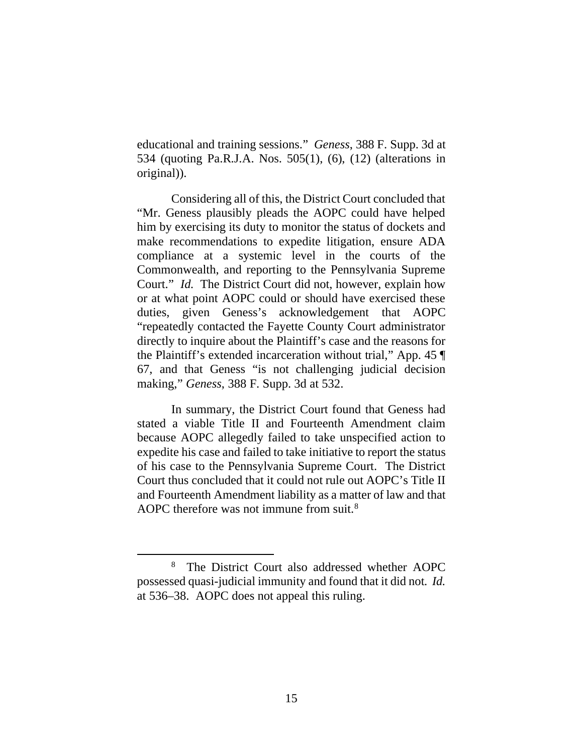educational and training sessions." *Geness*, 388 F. Supp. 3d at 534 (quoting Pa.R.J.A. Nos. 505(1), (6), (12) (alterations in original)).

Considering all of this, the District Court concluded that "Mr. Geness plausibly pleads the AOPC could have helped him by exercising its duty to monitor the status of dockets and make recommendations to expedite litigation, ensure ADA compliance at a systemic level in the courts of the Commonwealth, and reporting to the Pennsylvania Supreme Court." *Id.* The District Court did not, however, explain how or at what point AOPC could or should have exercised these duties, given Geness's acknowledgement that AOPC "repeatedly contacted the Fayette County Court administrator directly to inquire about the Plaintiff's case and the reasons for the Plaintiff's extended incarceration without trial," App. 45 ¶ 67, and that Geness "is not challenging judicial decision making," *Geness*, 388 F. Supp. 3d at 532.

In summary, the District Court found that Geness had stated a viable Title II and Fourteenth Amendment claim because AOPC allegedly failed to take unspecified action to expedite his case and failed to take initiative to report the status of his case to the Pennsylvania Supreme Court. The District Court thus concluded that it could not rule out AOPC's Title II and Fourteenth Amendment liability as a matter of law and that AOPC therefore was not immune from suit.[8]

---

[8] The District Court also addressed whether AOPC possessed quasi-judicial immunity and found that it did not. *Id.* at 536–38. AOPC does not appeal this ruling.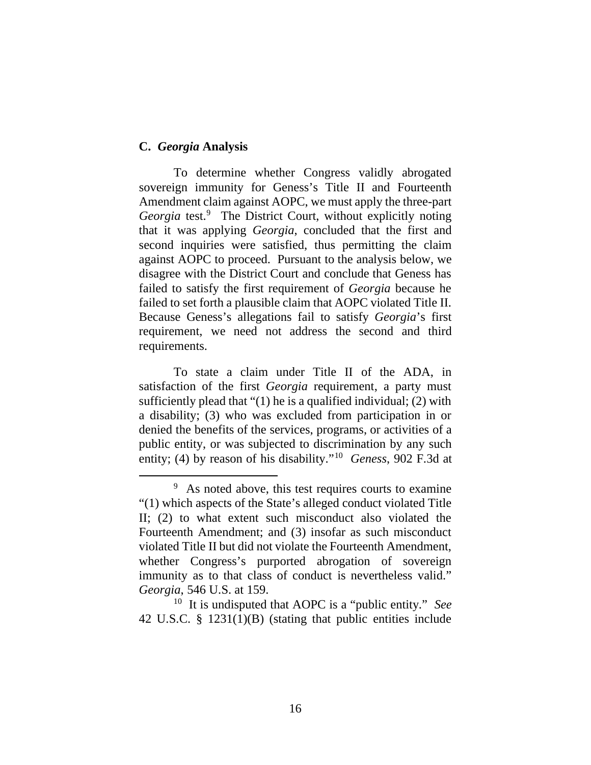### C. *Georgia* Analysis

To determine whether Congress validly abrogated sovereign immunity for Geness's Title II and Fourteenth Amendment claim against AOPC, we must apply the three-part *Georgia* test.[9] The District Court, without explicitly noting that it was applying *Georgia*, concluded that the first and second inquiries were satisfied, thus permitting the claim against AOPC to proceed. Pursuant to the analysis below, we disagree with the District Court and conclude that Geness has failed to satisfy the first requirement of *Georgia* because he failed to set forth a plausible claim that AOPC violated Title II. Because Geness's allegations fail to satisfy *Georgia*'s first requirement, we need not address the second and third requirements.

To state a claim under Title II of the ADA, in satisfaction of the first *Georgia* requirement, a party must sufficiently plead that "(1) he is a qualified individual; (2) with a disability; (3) who was excluded from participation in or denied the benefits of the services, programs, or activities of a public entity, or was subjected to discrimination by any such entity; (4) by reason of his disability."[10] *Geness*, 902 F.3d at

---

[9] As noted above, this test requires courts to examine "(1) which aspects of the State's alleged conduct violated Title II; (2) to what extent such misconduct also violated the Fourteenth Amendment; and (3) insofar as such misconduct violated Title II but did not violate the Fourteenth Amendment, whether Congress's purported abrogation of sovereign immunity as to that class of conduct is nevertheless valid." *Georgia*, 546 U.S. at 159.

[10] It is undisputed that AOPC is a "public entity." *See* 42 U.S.C. § 1231(1)(B) (stating that public entities include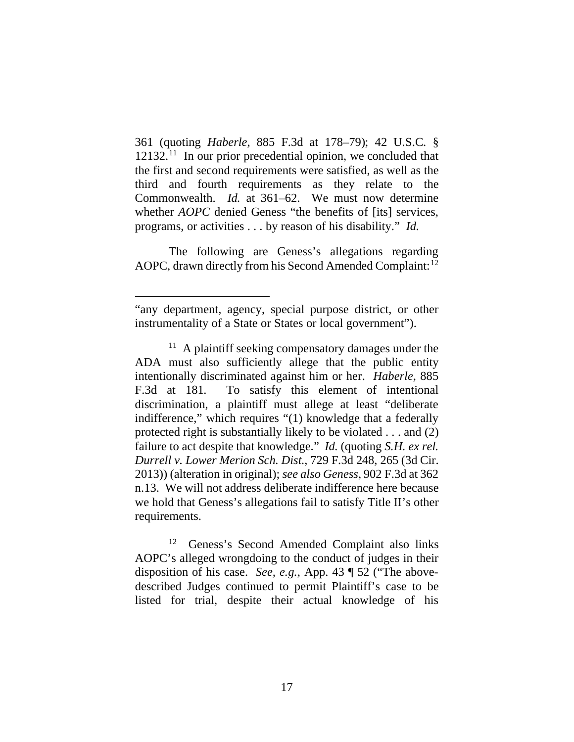361 (quoting *Haberle*, 885 F.3d at 178–79); 42 U.S.C. § 12132.[11] In our prior precedential opinion, we concluded that the first and second requirements were satisfied, as well as the third and fourth requirements as they relate to the Commonwealth. *Id.* at 361–62. We must now determine whether *AOPC* denied Geness "the benefits of [its] services, programs, or activities . . . by reason of his disability." *Id.*

The following are Geness's allegations regarding AOPC, drawn directly from his Second Amended Complaint:[12]

---

"any department, agency, special purpose district, or other instrumentality of a State or States or local government").

[11] A plaintiff seeking compensatory damages under the ADA must also sufficiently allege that the public entity intentionally discriminated against him or her. *Haberle*, 885 F.3d at 181. To satisfy this element of intentional discrimination, a plaintiff must allege at least "deliberate indifference," which requires "(1) knowledge that a federally protected right is substantially likely to be violated . . . and (2) failure to act despite that knowledge." *Id.* (quoting *S.H. ex rel. Durrell v. Lower Merion Sch. Dist.*, 729 F.3d 248, 265 (3d Cir. 2013)) (alteration in original); *see also Geness*, 902 F.3d at 362 n.13. We will not address deliberate indifference here because we hold that Geness's allegations fail to satisfy Title II's other requirements.

[12] Geness's Second Amended Complaint also links AOPC's alleged wrongdoing to the conduct of judges in their disposition of his case. *See, e.g.*, App. 43 ¶ 52 ("The above-described Judges continued to permit Plaintiff's case to be listed for trial, despite their actual knowledge of his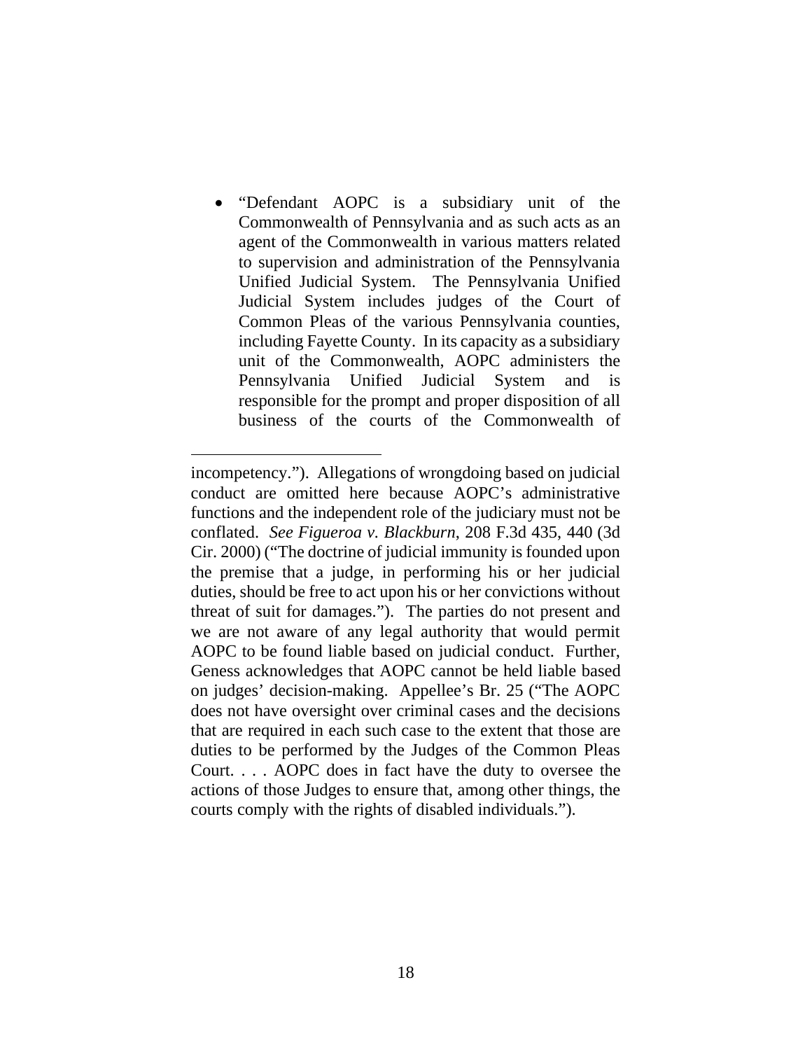- "Defendant AOPC is a subsidiary unit of the Commonwealth of Pennsylvania and as such acts as an agent of the Commonwealth in various matters related to supervision and administration of the Pennsylvania Unified Judicial System. The Pennsylvania Unified Judicial System includes judges of the Court of Common Pleas of the various Pennsylvania counties, including Fayette County. In its capacity as a subsidiary unit of the Commonwealth, AOPC administers the Pennsylvania Unified Judicial System and is responsible for the prompt and proper disposition of all business of the courts of the Commonwealth of

---

incompetency."). Allegations of wrongdoing based on judicial conduct are omitted here because AOPC's administrative functions and the independent role of the judiciary must not be conflated. *See Figueroa v. Blackburn*, 208 F.3d 435, 440 (3d Cir. 2000) ("The doctrine of judicial immunity is founded upon the premise that a judge, in performing his or her judicial duties, should be free to act upon his or her convictions without threat of suit for damages."). The parties do not present and we are not aware of any legal authority that would permit AOPC to be found liable based on judicial conduct. Further, Geness acknowledges that AOPC cannot be held liable based on judges' decision-making. Appellee's Br. 25 ("The AOPC does not have oversight over criminal cases and the decisions that are required in each such case to the extent that those are duties to be performed by the Judges of the Common Pleas Court. . . . AOPC does in fact have the duty to oversee the actions of those Judges to ensure that, among other things, the courts comply with the rights of disabled individuals.").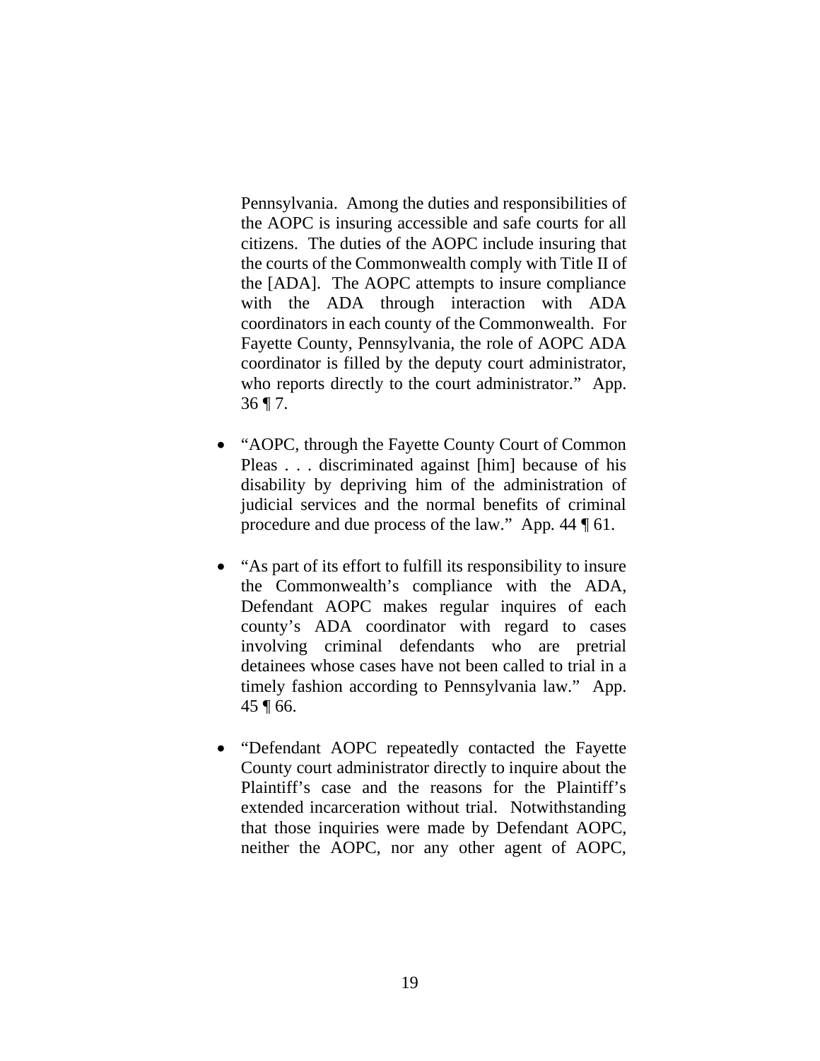Pennsylvania. Among the duties and responsibilities of the AOPC is insuring accessible and safe courts for all citizens. The duties of the AOPC include insuring that the courts of the Commonwealth comply with Title II of the [ADA]. The AOPC attempts to insure compliance with the ADA through interaction with ADA coordinators in each county of the Commonwealth. For Fayette County, Pennsylvania, the role of AOPC ADA coordinator is filled by the deputy court administrator, who reports directly to the court administrator." App. 36 ¶ 7.

- "AOPC, through the Fayette County Court of Common Pleas . . . discriminated against [him] because of his disability by depriving him of the administration of judicial services and the normal benefits of criminal procedure and due process of the law." App. 44 ¶ 61.

- "As part of its effort to fulfill its responsibility to insure the Commonwealth's compliance with the ADA, Defendant AOPC makes regular inquires of each county's ADA coordinator with regard to cases involving criminal defendants who are pretrial detainees whose cases have not been called to trial in a timely fashion according to Pennsylvania law." App. 45 ¶ 66.

- "Defendant AOPC repeatedly contacted the Fayette County court administrator directly to inquire about the Plaintiff's case and the reasons for the Plaintiff's extended incarceration without trial. Notwithstanding that those inquiries were made by Defendant AOPC, neither the AOPC, nor any other agent of AOPC,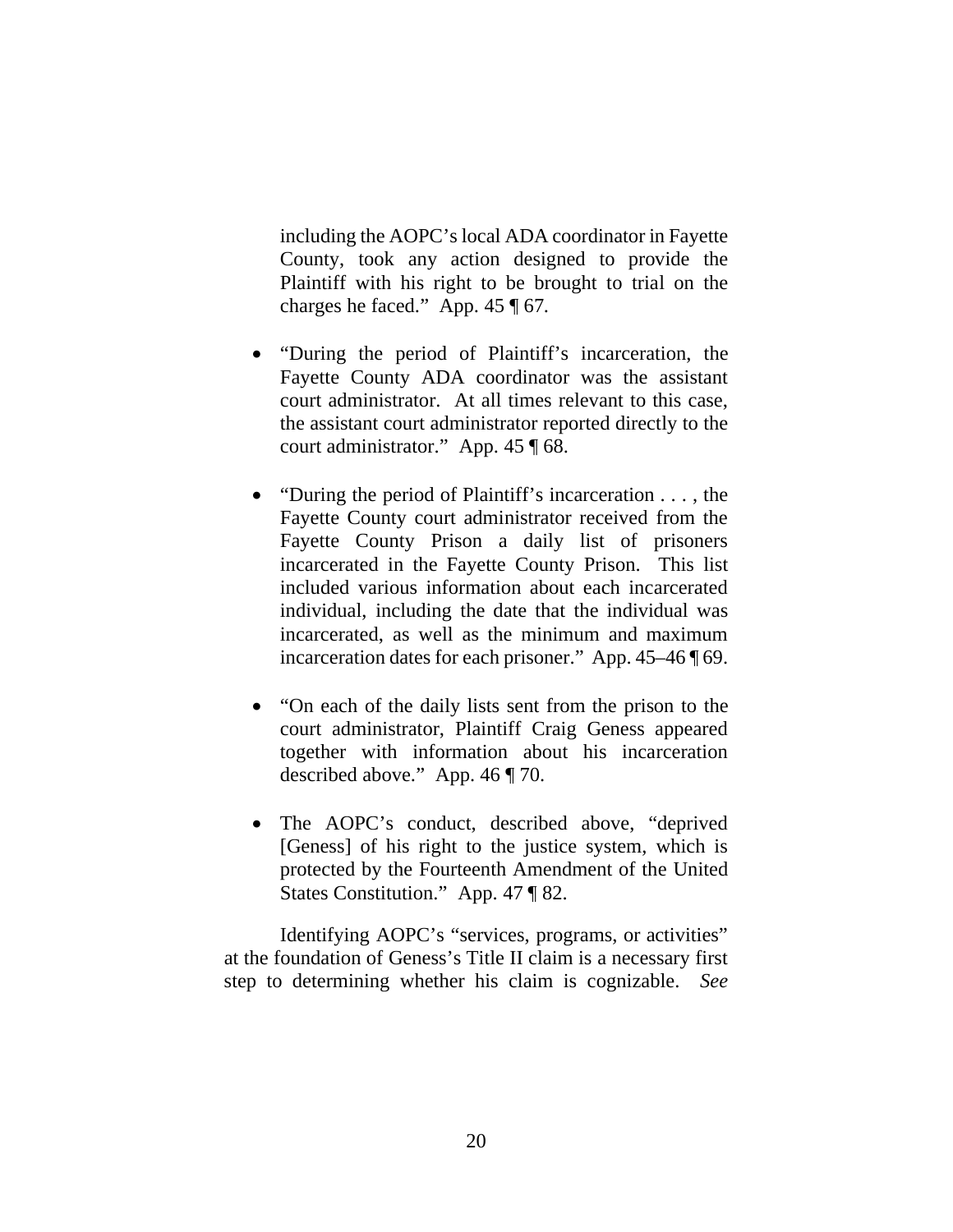including the AOPC's local ADA coordinator in Fayette County, took any action designed to provide the Plaintiff with his right to be brought to trial on the charges he faced." App. 45 ¶ 67.

- "During the period of Plaintiff's incarceration, the Fayette County ADA coordinator was the assistant court administrator. At all times relevant to this case, the assistant court administrator reported directly to the court administrator." App. 45 ¶ 68.

- "During the period of Plaintiff's incarceration . . . , the Fayette County court administrator received from the Fayette County Prison a daily list of prisoners incarcerated in the Fayette County Prison. This list included various information about each incarcerated individual, including the date that the individual was incarcerated, as well as the minimum and maximum incarceration dates for each prisoner." App. 45–46 ¶ 69.

- "On each of the daily lists sent from the prison to the court administrator, Plaintiff Craig Geness appeared together with information about his incarceration described above." App. 46 ¶ 70.

- The AOPC's conduct, described above, "deprived [Geness] of his right to the justice system, which is protected by the Fourteenth Amendment of the United States Constitution." App. 47 ¶ 82.

Identifying AOPC's "services, programs, or activities" at the foundation of Geness's Title II claim is a necessary first step to determining whether his claim is cognizable. *See*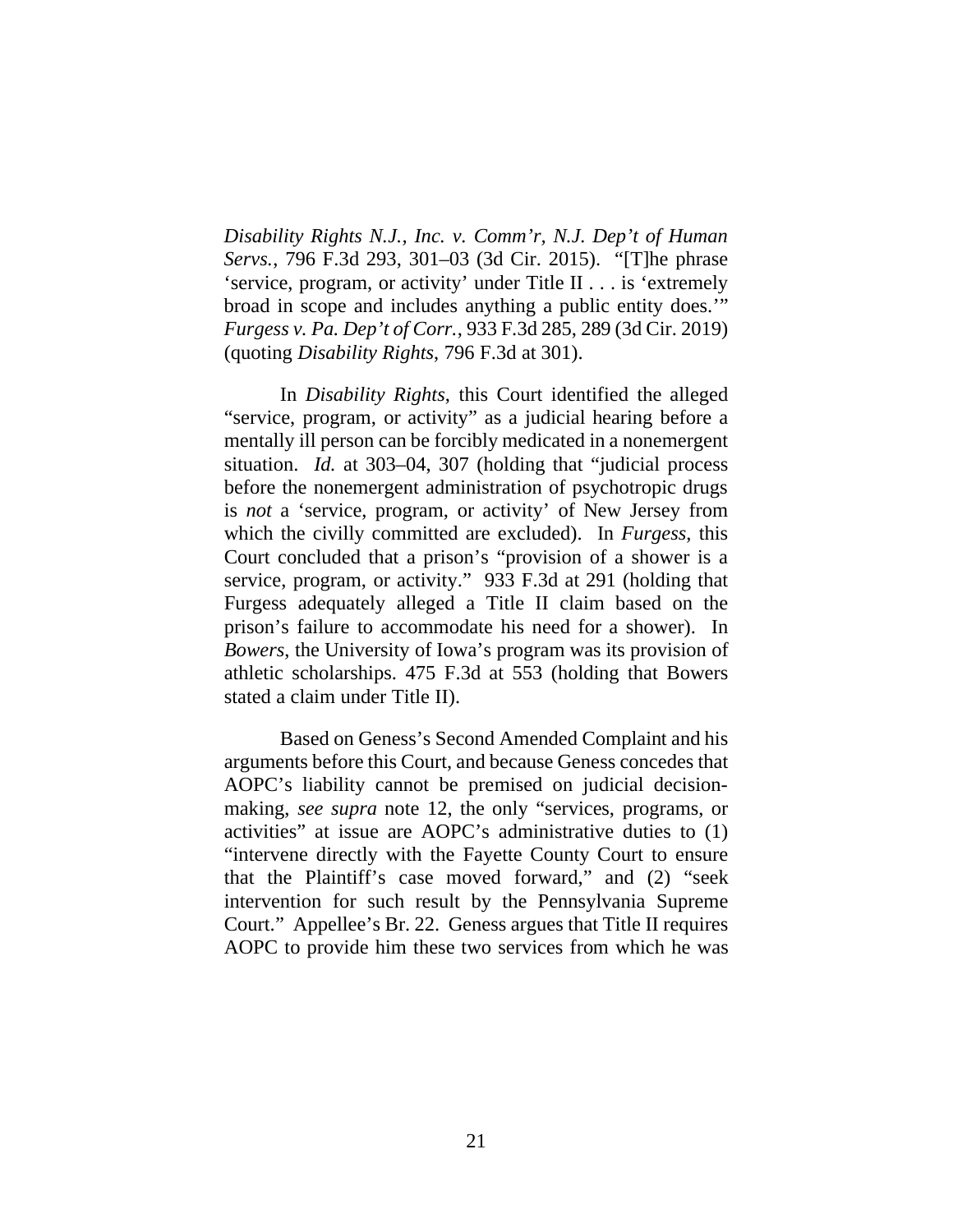*Disability Rights N.J., Inc. v. Comm'r, N.J. Dep't of Human Servs.*, 796 F.3d 293, 301–03 (3d Cir. 2015). "[T]he phrase 'service, program, or activity' under Title II . . . is 'extremely broad in scope and includes anything a public entity does.'" *Furgess v. Pa. Dep't of Corr.*, 933 F.3d 285, 289 (3d Cir. 2019) (quoting *Disability Rights*, 796 F.3d at 301).

In *Disability Rights*, this Court identified the alleged "service, program, or activity" as a judicial hearing before a mentally ill person can be forcibly medicated in a nonemergent situation. *Id.* at 303–04, 307 (holding that "judicial process before the nonemergent administration of psychotropic drugs is *not* a 'service, program, or activity' of New Jersey from which the civilly committed are excluded). In *Furgess*, this Court concluded that a prison's "provision of a shower is a service, program, or activity." 933 F.3d at 291 (holding that Furgess adequately alleged a Title II claim based on the prison's failure to accommodate his need for a shower). In *Bowers*, the University of Iowa's program was its provision of athletic scholarships. 475 F.3d at 553 (holding that Bowers stated a claim under Title II).

Based on Geness's Second Amended Complaint and his arguments before this Court, and because Geness concedes that AOPC's liability cannot be premised on judicial decision-making, *see supra* note 12, the only "services, programs, or activities" at issue are AOPC's administrative duties to (1) "intervene directly with the Fayette County Court to ensure that the Plaintiff's case moved forward," and (2) "seek intervention for such result by the Pennsylvania Supreme Court." Appellee's Br. 22. Geness argues that Title II requires AOPC to provide him these two services from which he was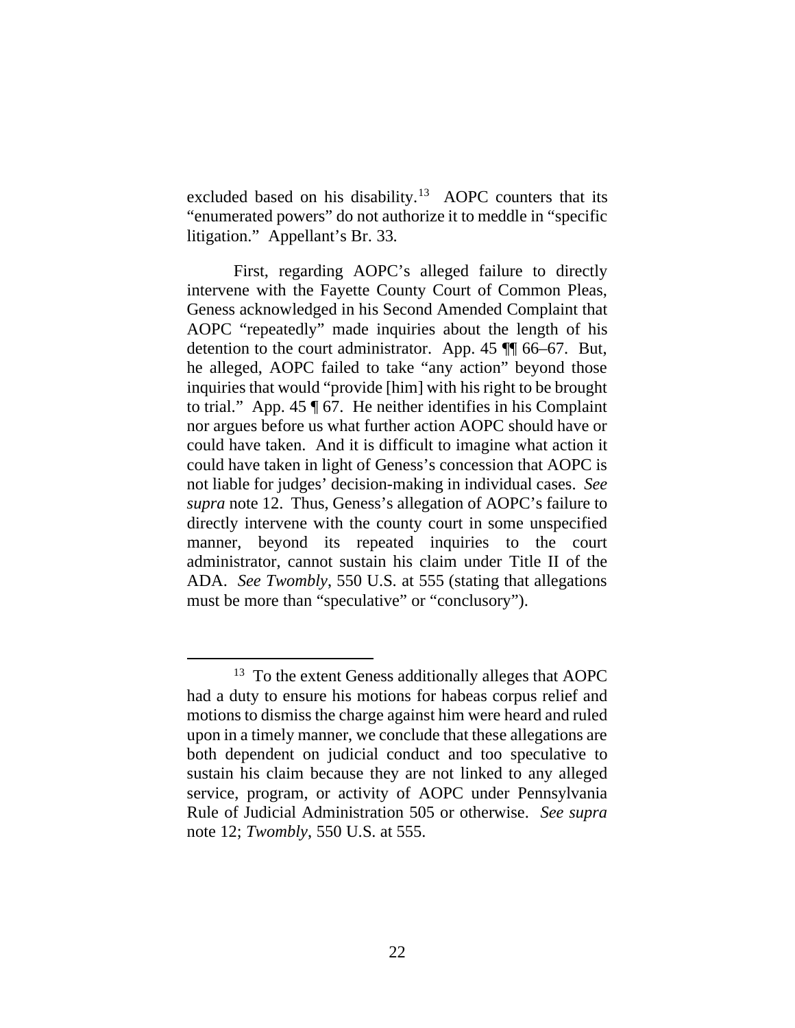excluded based on his disability.[13] AOPC counters that its "enumerated powers" do not authorize it to meddle in "specific litigation." Appellant's Br. 33.

First, regarding AOPC's alleged failure to directly intervene with the Fayette County Court of Common Pleas, Geness acknowledged in his Second Amended Complaint that AOPC "repeatedly" made inquiries about the length of his detention to the court administrator. App. 45 ¶¶ 66–67. But, he alleged, AOPC failed to take "any action" beyond those inquiries that would "provide [him] with his right to be brought to trial." App. 45 ¶ 67. He neither identifies in his Complaint nor argues before us what further action AOPC should have or could have taken. And it is difficult to imagine what action it could have taken in light of Geness's concession that AOPC is not liable for judges' decision-making in individual cases. *See supra* note 12. Thus, Geness's allegation of AOPC's failure to directly intervene with the county court in some unspecified manner, beyond its repeated inquiries to the court administrator, cannot sustain his claim under Title II of the ADA. *See Twombly*, 550 U.S. at 555 (stating that allegations must be more than "speculative" or "conclusory").

---

[13] To the extent Geness additionally alleges that AOPC had a duty to ensure his motions for habeas corpus relief and motions to dismiss the charge against him were heard and ruled upon in a timely manner, we conclude that these allegations are both dependent on judicial conduct and too speculative to sustain his claim because they are not linked to any alleged service, program, or activity of AOPC under Pennsylvania Rule of Judicial Administration 505 or otherwise. *See supra* note 12; *Twombly*, 550 U.S. at 555.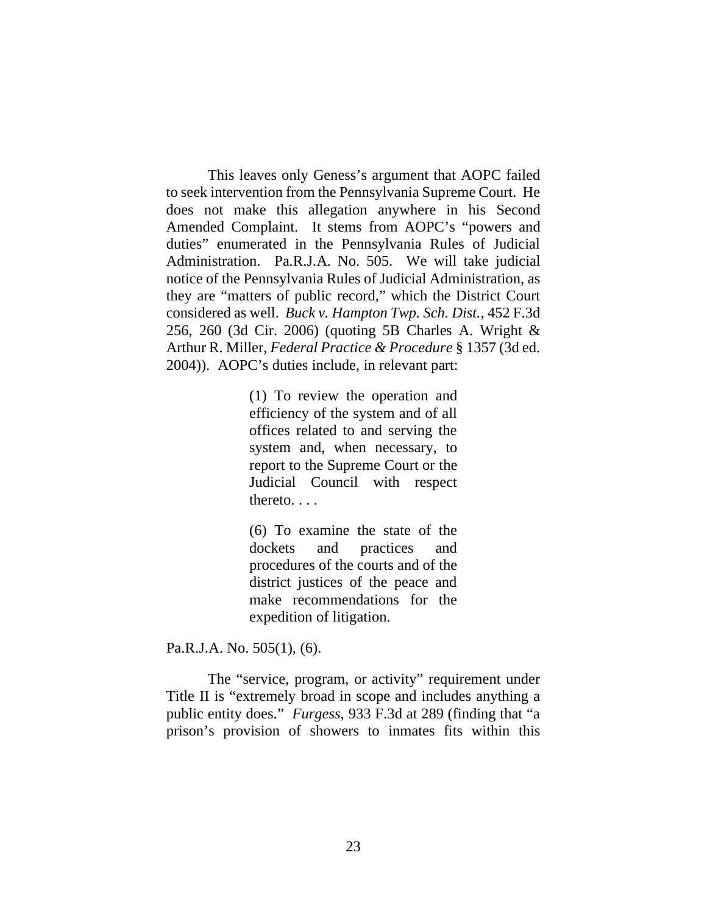This leaves only Geness's argument that AOPC failed to seek intervention from the Pennsylvania Supreme Court. He does not make this allegation anywhere in his Second Amended Complaint. It stems from AOPC's "powers and duties" enumerated in the Pennsylvania Rules of Judicial Administration. Pa.R.J.A. No. 505. We will take judicial notice of the Pennsylvania Rules of Judicial Administration, as they are "matters of public record," which the District Court considered as well. *Buck v. Hampton Twp. Sch. Dist.*, 452 F.3d 256, 260 (3d Cir. 2006) (quoting 5B Charles A. Wright & Arthur R. Miller, *Federal Practice & Procedure* § 1357 (3d ed. 2004)). AOPC's duties include, in relevant part:

> (1) To review the operation and efficiency of the system and of all offices related to and serving the system and, when necessary, to report to the Supreme Court or the Judicial Council with respect thereto. . . .
>
> (6) To examine the state of the dockets and practices and procedures of the courts and of the district justices of the peace and make recommendations for the expedition of litigation.

Pa.R.J.A. No. 505(1), (6).

The "service, program, or activity" requirement under Title II is "extremely broad in scope and includes anything a public entity does." *Furgess*, 933 F.3d at 289 (finding that "a prison's provision of showers to inmates fits within this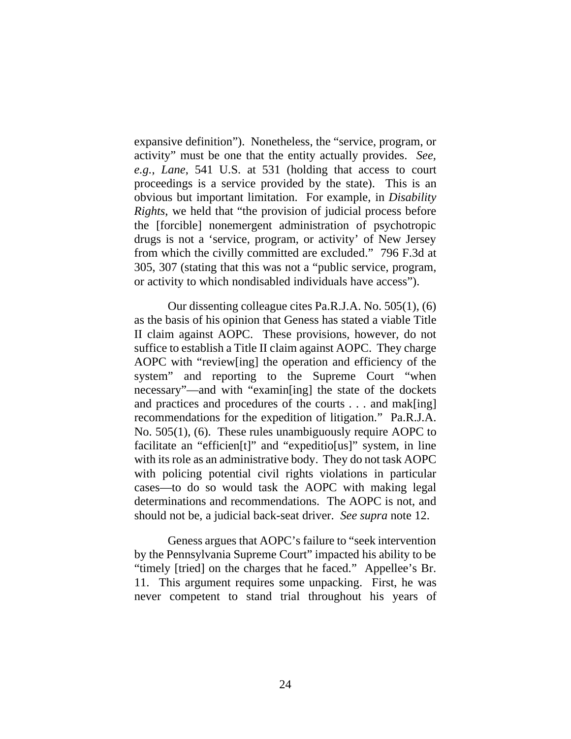expansive definition"). Nonetheless, the "service, program, or activity" must be one that the entity actually provides. *See, e.g.*, *Lane*, 541 U.S. at 531 (holding that access to court proceedings is a service provided by the state). This is an obvious but important limitation. For example, in *Disability Rights*, we held that "the provision of judicial process before the [forcible] nonemergent administration of psychotropic drugs is not a 'service, program, or activity' of New Jersey from which the civilly committed are excluded." 796 F.3d at 305, 307 (stating that this was not a "public service, program, or activity to which nondisabled individuals have access").

Our dissenting colleague cites Pa.R.J.A. No. 505(1), (6) as the basis of his opinion that Geness has stated a viable Title II claim against AOPC. These provisions, however, do not suffice to establish a Title II claim against AOPC. They charge AOPC with "review[ing] the operation and efficiency of the system" and reporting to the Supreme Court "when necessary"—and with "examin[ing] the state of the dockets and practices and procedures of the courts . . . and mak[ing] recommendations for the expedition of litigation." Pa.R.J.A. No. 505(1), (6). These rules unambiguously require AOPC to facilitate an "efficien[t]" and "expeditio[us]" system, in line with its role as an administrative body. They do not task AOPC with policing potential civil rights violations in particular cases—to do so would task the AOPC with making legal determinations and recommendations. The AOPC is not, and should not be, a judicial back-seat driver. *See supra* note 12.

Geness argues that AOPC's failure to "seek intervention by the Pennsylvania Supreme Court" impacted his ability to be "timely [tried] on the charges that he faced." Appellee's Br. 11. This argument requires some unpacking. First, he was never competent to stand trial throughout his years of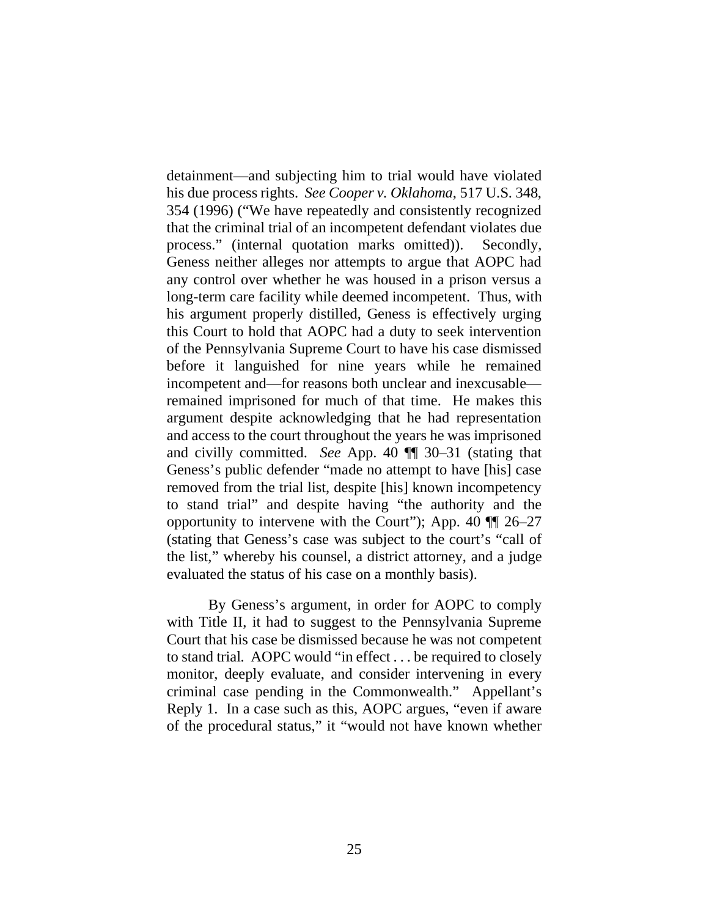detainment—and subjecting him to trial would have violated his due process rights. *See Cooper v. Oklahoma*, 517 U.S. 348, 354 (1996) ("We have repeatedly and consistently recognized that the criminal trial of an incompetent defendant violates due process." (internal quotation marks omitted)). Secondly, Geness neither alleges nor attempts to argue that AOPC had any control over whether he was housed in a prison versus a long-term care facility while deemed incompetent. Thus, with his argument properly distilled, Geness is effectively urging this Court to hold that AOPC had a duty to seek intervention of the Pennsylvania Supreme Court to have his case dismissed before it languished for nine years while he remained incompetent and—for reasons both unclear and inexcusable—remained imprisoned for much of that time. He makes this argument despite acknowledging that he had representation and access to the court throughout the years he was imprisoned and civilly committed. *See* App. 40 ¶¶ 30–31 (stating that Geness's public defender "made no attempt to have [his] case removed from the trial list, despite [his] known incompetency to stand trial" and despite having "the authority and the opportunity to intervene with the Court"); App. 40 ¶¶ 26–27 (stating that Geness's case was subject to the court's "call of the list," whereby his counsel, a district attorney, and a judge evaluated the status of his case on a monthly basis).

By Geness's argument, in order for AOPC to comply with Title II, it had to suggest to the Pennsylvania Supreme Court that his case be dismissed because he was not competent to stand trial. AOPC would "in effect . . . be required to closely monitor, deeply evaluate, and consider intervening in every criminal case pending in the Commonwealth." Appellant's Reply 1. In a case such as this, AOPC argues, "even if aware of the procedural status," it "would not have known whether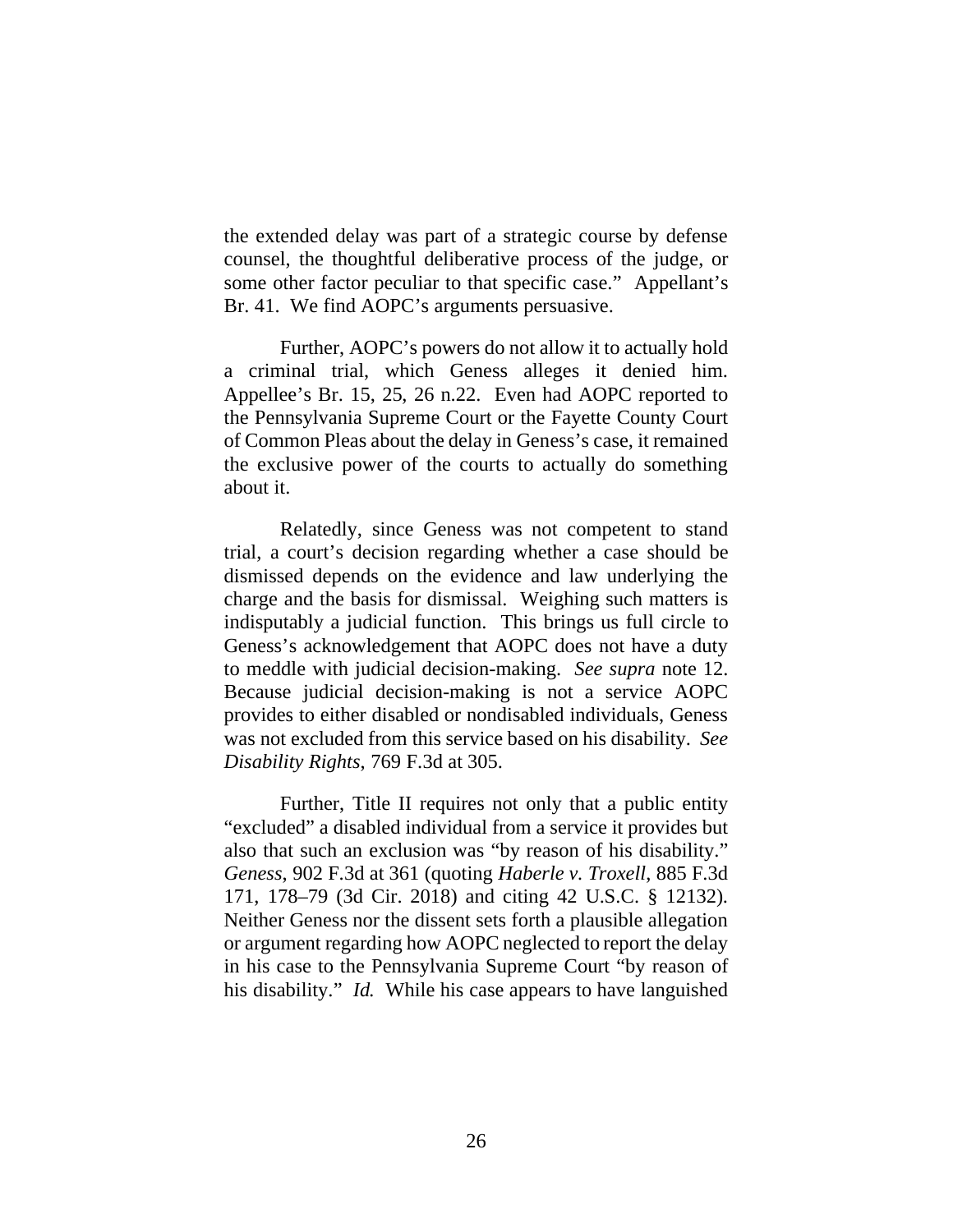the extended delay was part of a strategic course by defense counsel, the thoughtful deliberative process of the judge, or some other factor peculiar to that specific case." Appellant's Br. 41. We find AOPC's arguments persuasive.

Further, AOPC's powers do not allow it to actually hold a criminal trial, which Geness alleges it denied him. Appellee's Br. 15, 25, 26 n.22. Even had AOPC reported to the Pennsylvania Supreme Court or the Fayette County Court of Common Pleas about the delay in Geness's case, it remained the exclusive power of the courts to actually do something about it.

Relatedly, since Geness was not competent to stand trial, a court's decision regarding whether a case should be dismissed depends on the evidence and law underlying the charge and the basis for dismissal. Weighing such matters is indisputably a judicial function. This brings us full circle to Geness's acknowledgement that AOPC does not have a duty to meddle with judicial decision-making. *See supra* note 12. Because judicial decision-making is not a service AOPC provides to either disabled or nondisabled individuals, Geness was not excluded from this service based on his disability. *See Disability Rights*, 769 F.3d at 305.

Further, Title II requires not only that a public entity "excluded" a disabled individual from a service it provides but also that such an exclusion was "by reason of his disability." *Geness*, 902 F.3d at 361 (quoting *Haberle v. Troxell*, 885 F.3d 171, 178–79 (3d Cir. 2018) and citing 42 U.S.C. § 12132). Neither Geness nor the dissent sets forth a plausible allegation or argument regarding how AOPC neglected to report the delay in his case to the Pennsylvania Supreme Court "by reason of his disability." *Id.* While his case appears to have languished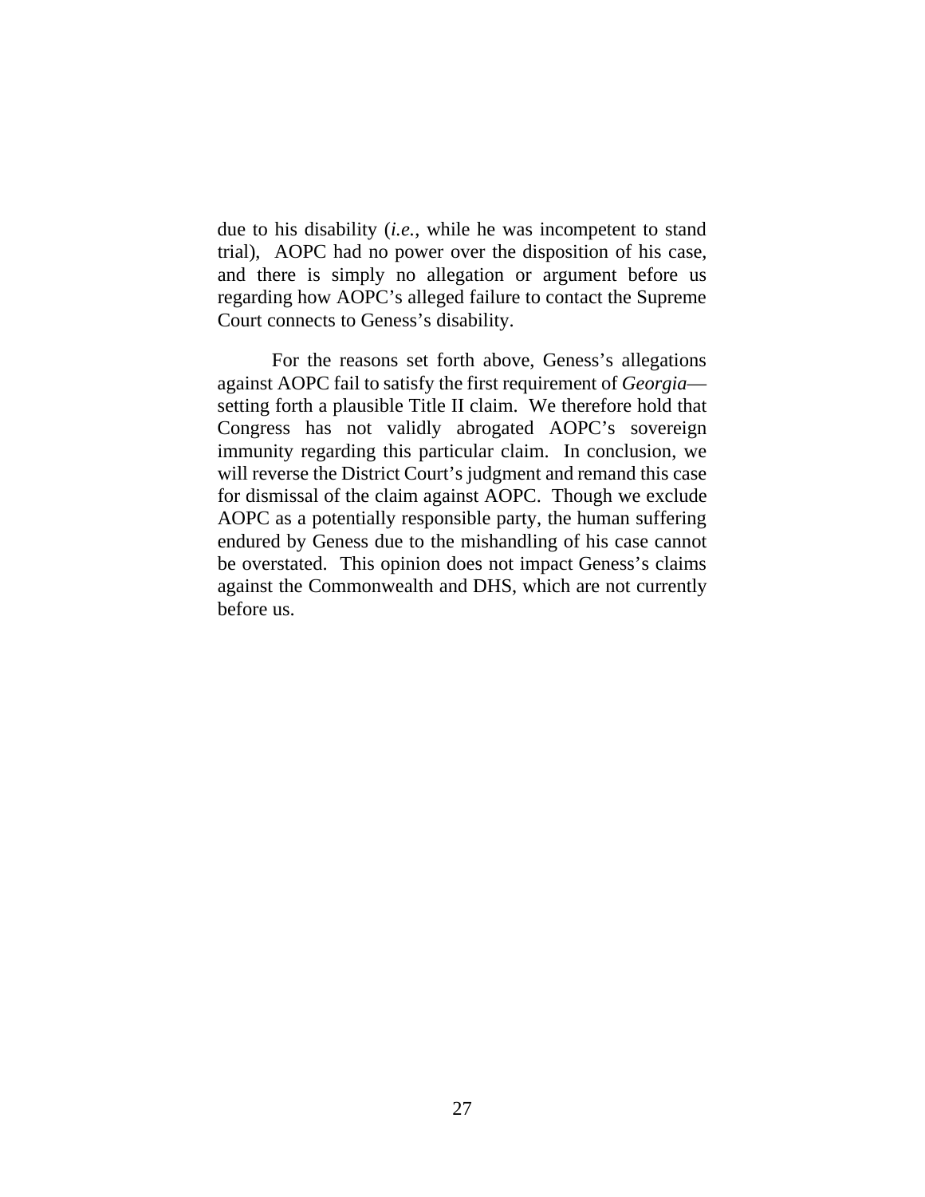due to his disability (*i.e.*, while he was incompetent to stand trial), AOPC had no power over the disposition of his case, and there is simply no allegation or argument before us regarding how AOPC's alleged failure to contact the Supreme Court connects to Geness's disability.

For the reasons set forth above, Geness's allegations against AOPC fail to satisfy the first requirement of *Georgia*—setting forth a plausible Title II claim. We therefore hold that Congress has not validly abrogated AOPC's sovereign immunity regarding this particular claim. In conclusion, we will reverse the District Court's judgment and remand this case for dismissal of the claim against AOPC. Though we exclude AOPC as a potentially responsible party, the human suffering endured by Geness due to the mishandling of his case cannot be overstated. This opinion does not impact Geness's claims against the Commonwealth and DHS, which are not currently before us.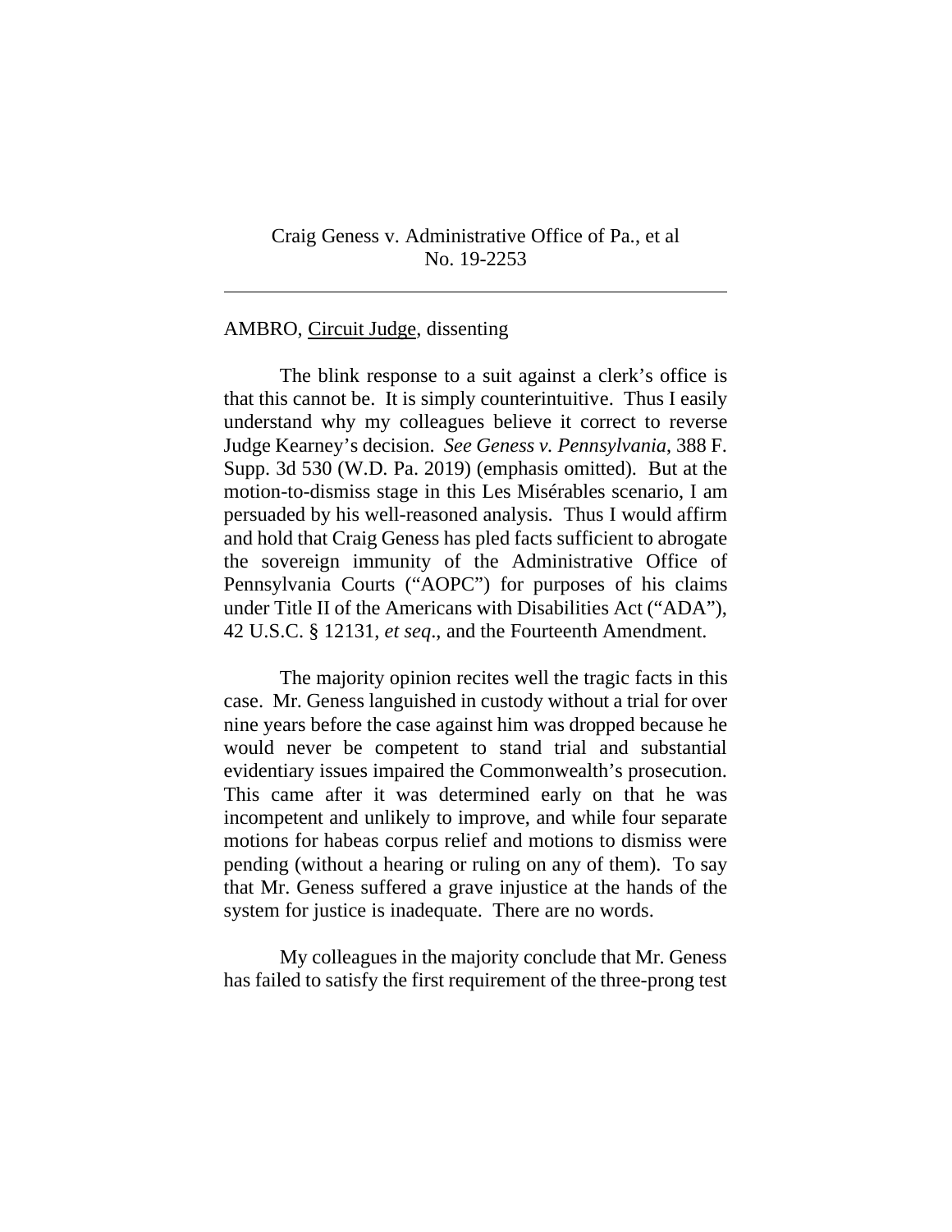Craig Geness v. Administrative Office of Pa., et al
No. 19-2253

---

AMBRO, Circuit Judge, dissenting

The blink response to a suit against a clerk's office is that this cannot be. It is simply counterintuitive. Thus I easily understand why my colleagues believe it correct to reverse Judge Kearney's decision. *See Geness v. Pennsylvania*, 388 F. Supp. 3d 530 (W.D. Pa. 2019) (emphasis omitted). But at the motion-to-dismiss stage in this Les Misérables scenario, I am persuaded by his well-reasoned analysis. Thus I would affirm and hold that Craig Geness has pled facts sufficient to abrogate the sovereign immunity of the Administrative Office of Pennsylvania Courts ("AOPC") for purposes of his claims under Title II of the Americans with Disabilities Act ("ADA"), 42 U.S.C. § 12131, *et seq*., and the Fourteenth Amendment.

The majority opinion recites well the tragic facts in this case. Mr. Geness languished in custody without a trial for over nine years before the case against him was dropped because he would never be competent to stand trial and substantial evidentiary issues impaired the Commonwealth's prosecution. This came after it was determined early on that he was incompetent and unlikely to improve, and while four separate motions for habeas corpus relief and motions to dismiss were pending (without a hearing or ruling on any of them). To say that Mr. Geness suffered a grave injustice at the hands of the system for justice is inadequate. There are no words.

My colleagues in the majority conclude that Mr. Geness has failed to satisfy the first requirement of the three-prong test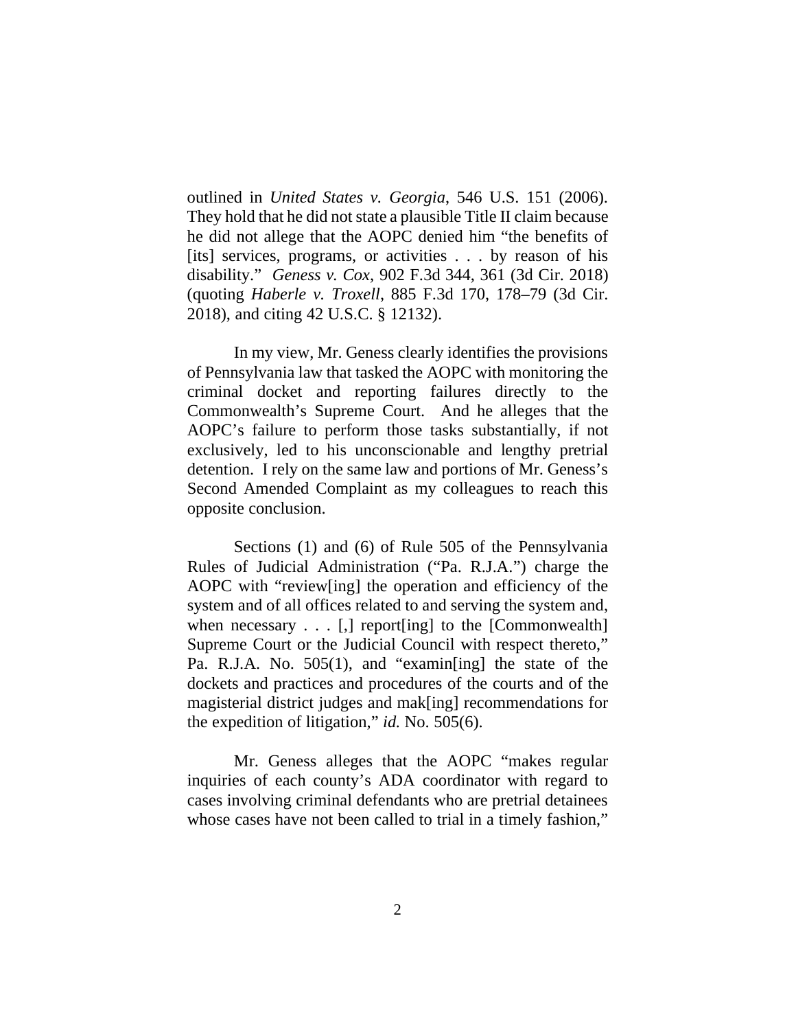outlined in *United States v. Georgia*, 546 U.S. 151 (2006). They hold that he did not state a plausible Title II claim because he did not allege that the AOPC denied him "the benefits of [its] services, programs, or activities . . . by reason of his disability." *Geness v. Cox*, 902 F.3d 344, 361 (3d Cir. 2018) (quoting *Haberle v. Troxell*, 885 F.3d 170, 178–79 (3d Cir. 2018), and citing 42 U.S.C. § 12132).

In my view, Mr. Geness clearly identifies the provisions of Pennsylvania law that tasked the AOPC with monitoring the criminal docket and reporting failures directly to the Commonwealth's Supreme Court. And he alleges that the AOPC's failure to perform those tasks substantially, if not exclusively, led to his unconscionable and lengthy pretrial detention. I rely on the same law and portions of Mr. Geness's Second Amended Complaint as my colleagues to reach this opposite conclusion.

Sections (1) and (6) of Rule 505 of the Pennsylvania Rules of Judicial Administration ("Pa. R.J.A.") charge the AOPC with "review[ing] the operation and efficiency of the system and of all offices related to and serving the system and, when necessary . . . [,] report[ing] to the [Commonwealth] Supreme Court or the Judicial Council with respect thereto," Pa. R.J.A. No. 505(1), and "examin[ing] the state of the dockets and practices and procedures of the courts and of the magisterial district judges and mak[ing] recommendations for the expedition of litigation," *id.* No. 505(6).

Mr. Geness alleges that the AOPC "makes regular inquiries of each county's ADA coordinator with regard to cases involving criminal defendants who are pretrial detainees whose cases have not been called to trial in a timely fashion,"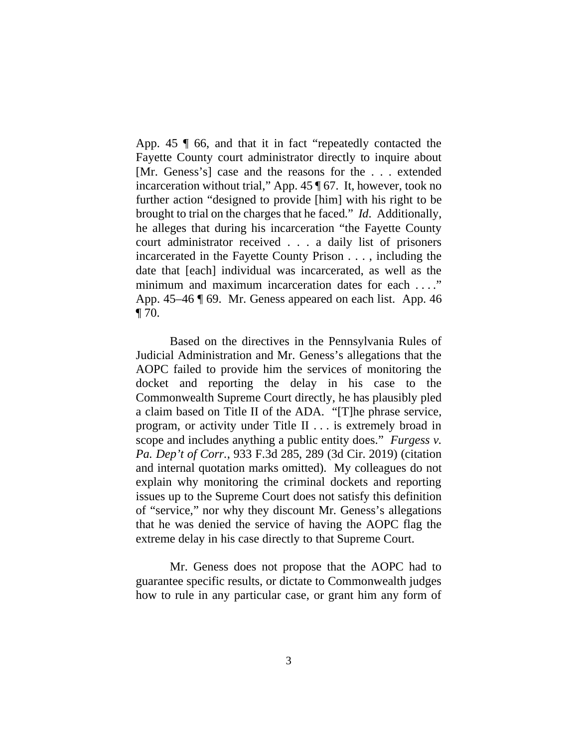App. 45 ¶ 66, and that it in fact "repeatedly contacted the Fayette County court administrator directly to inquire about [Mr. Geness's] case and the reasons for the . . . extended incarceration without trial," App. 45 ¶ 67. It, however, took no further action "designed to provide [him] with his right to be brought to trial on the charges that he faced." *Id*. Additionally, he alleges that during his incarceration "the Fayette County court administrator received . . . a daily list of prisoners incarcerated in the Fayette County Prison . . . , including the date that [each] individual was incarcerated, as well as the minimum and maximum incarceration dates for each . . . ." App. 45–46 ¶ 69. Mr. Geness appeared on each list. App. 46 ¶ 70.

Based on the directives in the Pennsylvania Rules of Judicial Administration and Mr. Geness's allegations that the AOPC failed to provide him the services of monitoring the docket and reporting the delay in his case to the Commonwealth Supreme Court directly, he has plausibly pled a claim based on Title II of the ADA. "[T]he phrase service, program, or activity under Title II . . . is extremely broad in scope and includes anything a public entity does." *Furgess v. Pa. Dep't of Corr.*, 933 F.3d 285, 289 (3d Cir. 2019) (citation and internal quotation marks omitted). My colleagues do not explain why monitoring the criminal dockets and reporting issues up to the Supreme Court does not satisfy this definition of "service," nor why they discount Mr. Geness's allegations that he was denied the service of having the AOPC flag the extreme delay in his case directly to that Supreme Court.

Mr. Geness does not propose that the AOPC had to guarantee specific results, or dictate to Commonwealth judges how to rule in any particular case, or grant him any form of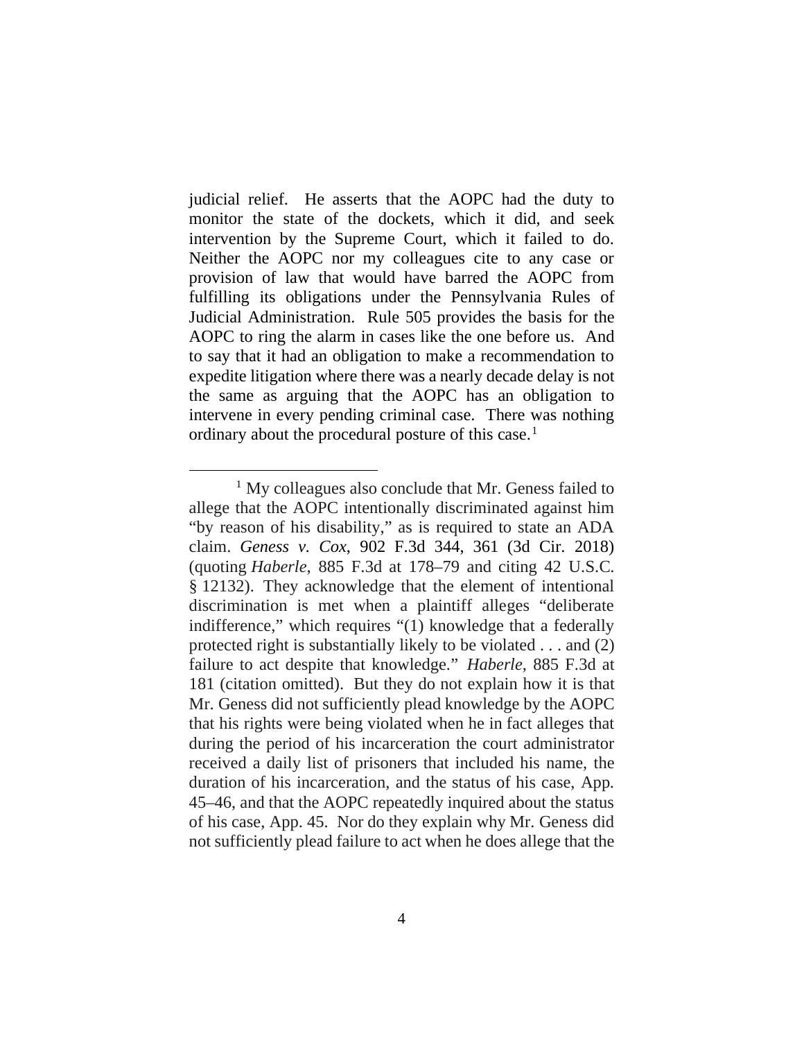judicial relief. He asserts that the AOPC had the duty to monitor the state of the dockets, which it did, and seek intervention by the Supreme Court, which it failed to do. Neither the AOPC nor my colleagues cite to any case or provision of law that would have barred the AOPC from fulfilling its obligations under the Pennsylvania Rules of Judicial Administration. Rule 505 provides the basis for the AOPC to ring the alarm in cases like the one before us. And to say that it had an obligation to make a recommendation to expedite litigation where there was a nearly decade delay is not the same as arguing that the AOPC has an obligation to intervene in every pending criminal case. There was nothing ordinary about the procedural posture of this case.[1]

[1] My colleagues also conclude that Mr. Geness failed to allege that the AOPC intentionally discriminated against him "by reason of his disability," as is required to state an ADA claim. *Geness v. Cox*, 902 F.3d 344, 361 (3d Cir. 2018) (quoting *Haberle*, 885 F.3d at 178–79 and citing 42 U.S.C. § 12132). They acknowledge that the element of intentional discrimination is met when a plaintiff alleges "deliberate indifference," which requires "(1) knowledge that a federally protected right is substantially likely to be violated . . . and (2) failure to act despite that knowledge." *Haberle*, 885 F.3d at 181 (citation omitted). But they do not explain how it is that Mr. Geness did not sufficiently plead knowledge by the AOPC that his rights were being violated when he in fact alleges that during the period of his incarceration the court administrator received a daily list of prisoners that included his name, the duration of his incarceration, and the status of his case, App. 45–46, and that the AOPC repeatedly inquired about the status of his case, App. 45. Nor do they explain why Mr. Geness did not sufficiently plead failure to act when he does allege that the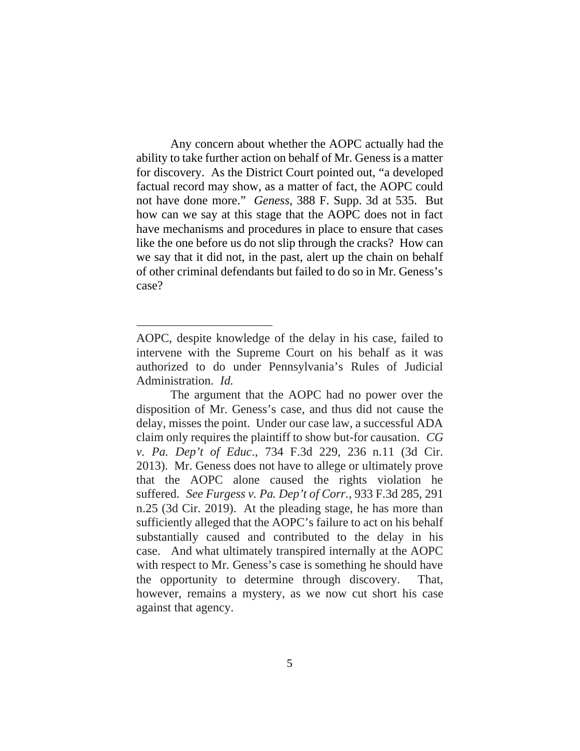Any concern about whether the AOPC actually had the ability to take further action on behalf of Mr. Geness is a matter for discovery. As the District Court pointed out, "a developed factual record may show, as a matter of fact, the AOPC could not have done more." *Geness*, 388 F. Supp. 3d at 535. But how can we say at this stage that the AOPC does not in fact have mechanisms and procedures in place to ensure that cases like the one before us do not slip through the cracks? How can we say that it did not, in the past, alert up the chain on behalf of other criminal defendants but failed to do so in Mr. Geness's case?

---

AOPC, despite knowledge of the delay in his case, failed to intervene with the Supreme Court on his behalf as it was authorized to do under Pennsylvania's Rules of Judicial Administration. *Id.*

The argument that the AOPC had no power over the disposition of Mr. Geness's case, and thus did not cause the delay, misses the point. Under our case law, a successful ADA claim only requires the plaintiff to show but-for causation. *CG v. Pa. Dep't of Educ.*, 734 F.3d 229, 236 n.11 (3d Cir. 2013). Mr. Geness does not have to allege or ultimately prove that the AOPC alone caused the rights violation he suffered. *See Furgess v. Pa. Dep't of Corr.*, 933 F.3d 285, 291 n.25 (3d Cir. 2019). At the pleading stage, he has more than sufficiently alleged that the AOPC's failure to act on his behalf substantially caused and contributed to the delay in his case. And what ultimately transpired internally at the AOPC with respect to Mr. Geness's case is something he should have the opportunity to determine through discovery. That, however, remains a mystery, as we now cut short his case against that agency.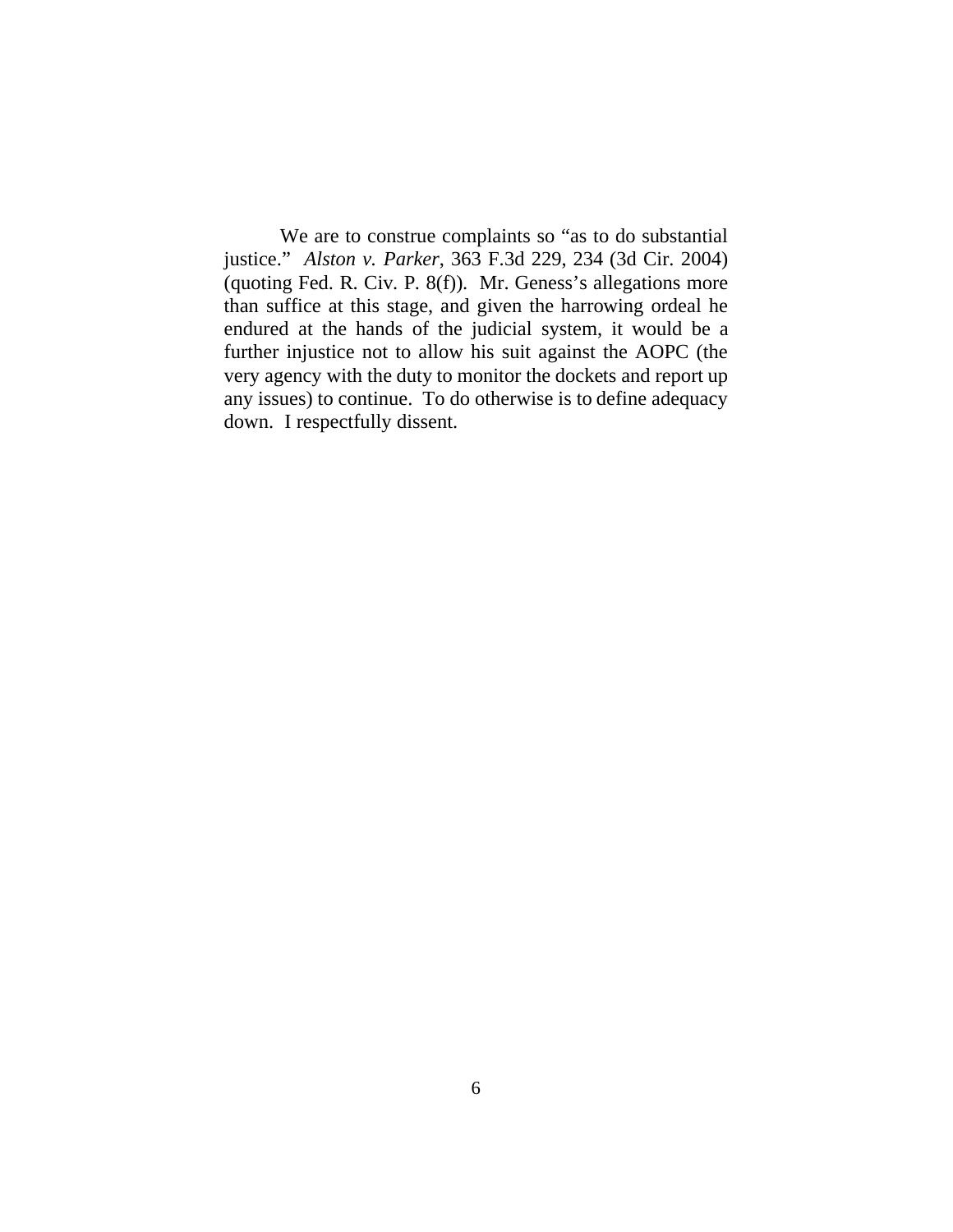We are to construe complaints so "as to do substantial justice." *Alston v. Parker*, 363 F.3d 229, 234 (3d Cir. 2004) (quoting Fed. R. Civ. P. 8(f)). Mr. Geness's allegations more than suffice at this stage, and given the harrowing ordeal he endured at the hands of the judicial system, it would be a further injustice not to allow his suit against the AOPC (the very agency with the duty to monitor the dockets and report up any issues) to continue. To do otherwise is to define adequacy down. I respectfully dissent.